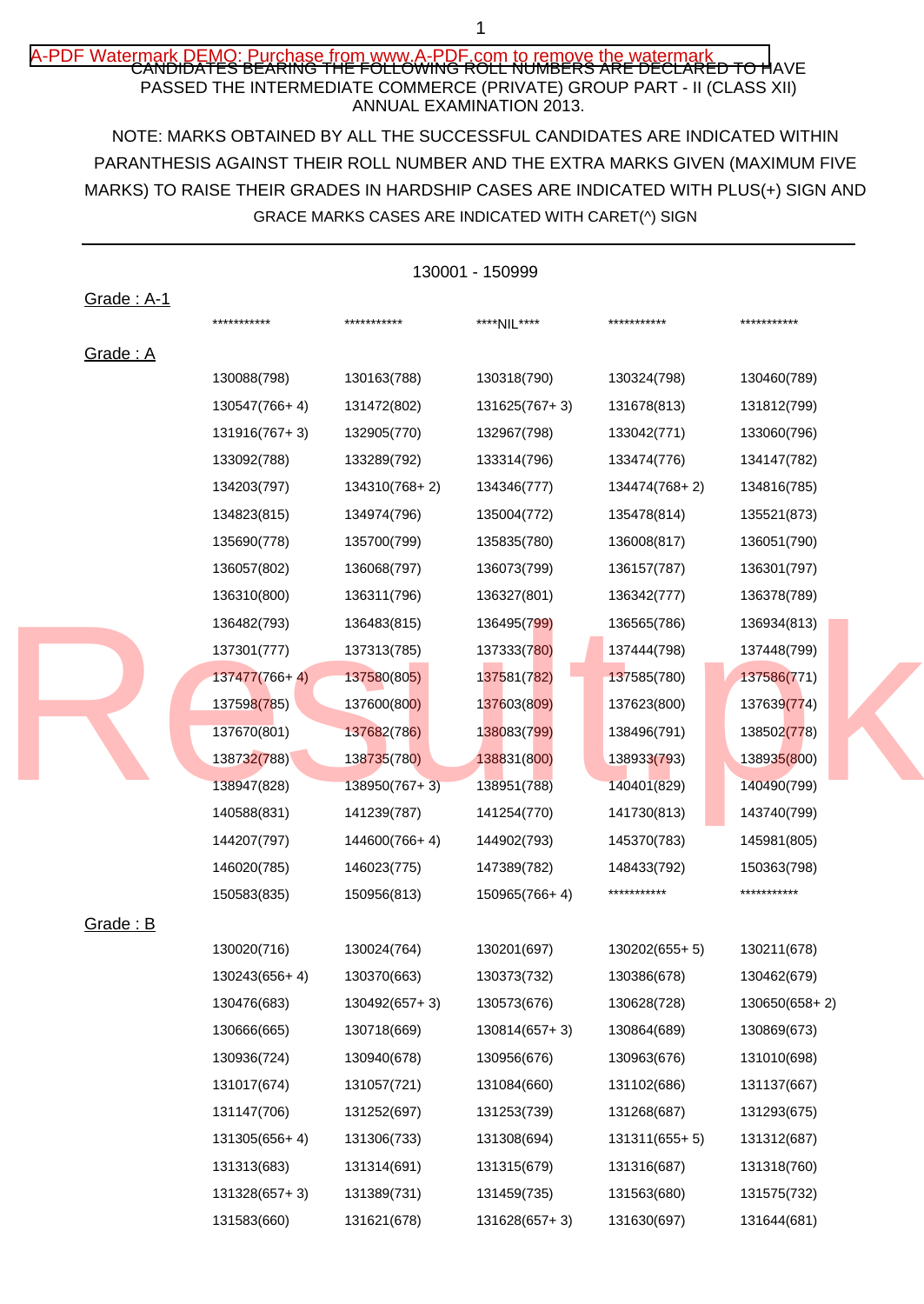CANDIDATES BEARING THE FOLLOWING ROLL NUMBERS ARE DECLARED TO HAVE PASSED THE INTERMEDIATE COMMERCE (PRIVATE) GROUP PART - II (CLASS XII) ANNUAL EXAMINATION 2013.

NOTE: MARKS OBTAINED BY ALL THE SUCCESSFUL CANDIDATES ARE INDICATED WITHIN PARANTHESIS AGAINST THEIR ROLL NUMBER AND THE EXTRA MARKS GIVEN (MAXIMUM FIVE MARKS) TO RAISE THEIR GRADES IN HARDSHIP CASES ARE INDICATED WITH PLUS(+) SIGN AND GRACE MARKS CASES ARE INDICATED WITH CARET(^) SIGN

---

130001 - 150999

Grade : A-1

| | | | | |
|---|---|---|---|---|
| *********** | *********** | ****NIL**** | *********** | *********** |

Grade : A

| | | | | |
|---|---|---|---|---|
| 130088(798) | 130163(788) | 130318(790) | 130324(798) | 130460(789) |
| 130547(766+ 4) | 131472(802) | 131625(767+ 3) | 131678(813) | 131812(799) |
| 131916(767+ 3) | 132905(770) | 132967(798) | 133042(771) | 133060(796) |
| 133092(788) | 133289(792) | 133314(796) | 133474(776) | 134147(782) |
| 134203(797) | 134310(768+ 2) | 134346(777) | 134474(768+ 2) | 134816(785) |
| 134823(815) | 134974(796) | 135004(772) | 135478(814) | 135521(873) |
| 135690(778) | 135700(799) | 135835(780) | 136008(817) | 136051(790) |
| 136057(802) | 136068(797) | 136073(799) | 136157(787) | 136301(797) |
| 136310(800) | 136311(796) | 136327(801) | 136342(777) | 136378(789) |
| 136482(793) | 136483(815) | 136495(799) | 136565(786) | 136934(813) |
| 137301(777) | 137313(785) | 137333(780) | 137444(798) | 137448(799) |
| 137477(766+ 4) | 137580(805) | 137581(782) | 137585(780) | 137586(771) |
| 137598(785) | 137600(800) | 137603(809) | 137623(800) | 137639(774) |
| 137670(801) | 137682(786) | 138083(799) | 138496(791) | 138502(778) |
| 138732(788) | 138735(780) | 138831(800) | 138933(793) | 138935(800) |
| 138947(828) | 138950(767+ 3) | 138951(788) | 140401(829) | 140490(799) |
| 140588(831) | 141239(787) | 141254(770) | 141730(813) | 143740(799) |
| 144207(797) | 144600(766+ 4) | 144902(793) | 145370(783) | 145981(805) |
| 146020(785) | 146023(775) | 147389(782) | 148433(792) | 150363(798) |
| 150583(835) | 150956(813) | 150965(766+ 4) | *********** | *********** |

Grade : B

| | | | | |
|---|---|---|---|---|
| 130020(716) | 130024(764) | 130201(697) | 130202(655+ 5) | 130211(678) |
| 130243(656+ 4) | 130370(663) | 130373(732) | 130386(678) | 130462(679) |
| 130476(683) | 130492(657+ 3) | 130573(676) | 130628(728) | 130650(658+ 2) |
| 130666(665) | 130718(669) | 130814(657+ 3) | 130864(689) | 130869(673) |
| 130936(724) | 130940(678) | 130956(676) | 130963(676) | 131010(698) |
| 131017(674) | 131057(721) | 131084(660) | 131102(686) | 131137(667) |
| 131147(706) | 131252(697) | 131253(739) | 131268(687) | 131293(675) |
| 131305(656+ 4) | 131306(733) | 131308(694) | 131311(655+ 5) | 131312(687) |
| 131313(683) | 131314(691) | 131315(679) | 131316(687) | 131318(760) |
| 131328(657+ 3) | 131389(731) | 131459(735) | 131563(680) | 131575(732) |
| 131583(660) | 131621(678) | 131628(657+ 3) | 131630(697) | 131644(681) |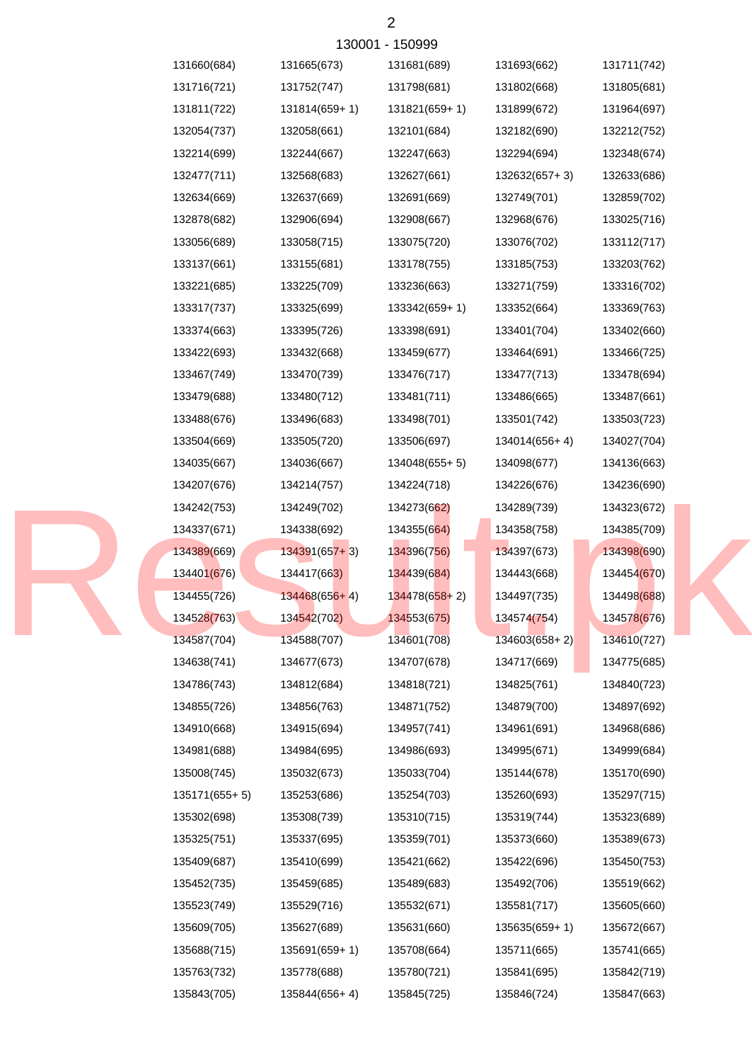130001 - 150999

| | | | | |
|---|---|---|---|---|
| 131660(684) | 131665(673) | 131681(689) | 131693(662) | 131711(742) |
| 131716(721) | 131752(747) | 131798(681) | 131802(668) | 131805(681) |
| 131811(722) | 131814(659+ 1) | 131821(659+ 1) | 131899(672) | 131964(697) |
| 132054(737) | 132058(661) | 132101(684) | 132182(690) | 132212(752) |
| 132214(699) | 132244(667) | 132247(663) | 132294(694) | 132348(674) |
| 132477(711) | 132568(683) | 132627(661) | 132632(657+ 3) | 132633(686) |
| 132634(669) | 132637(669) | 132691(669) | 132749(701) | 132859(702) |
| 132878(682) | 132906(694) | 132908(667) | 132968(676) | 133025(716) |
| 133056(689) | 133058(715) | 133075(720) | 133076(702) | 133112(717) |
| 133137(661) | 133155(681) | 133178(755) | 133185(753) | 133203(762) |
| 133221(685) | 133225(709) | 133236(663) | 133271(759) | 133316(702) |
| 133317(737) | 133325(699) | 133342(659+ 1) | 133352(664) | 133369(763) |
| 133374(663) | 133395(726) | 133398(691) | 133401(704) | 133402(660) |
| 133422(693) | 133432(668) | 133459(677) | 133464(691) | 133466(725) |
| 133467(749) | 133470(739) | 133476(717) | 133477(713) | 133478(694) |
| 133479(688) | 133480(712) | 133481(711) | 133486(665) | 133487(661) |
| 133488(676) | 133496(683) | 133498(701) | 133501(742) | 133503(723) |
| 133504(669) | 133505(720) | 133506(697) | 134014(656+ 4) | 134027(704) |
| 134035(667) | 134036(667) | 134048(655+ 5) | 134098(677) | 134136(663) |
| 134207(676) | 134214(757) | 134224(718) | 134226(676) | 134236(690) |
| 134242(753) | 134249(702) | 134273(662) | 134289(739) | 134323(672) |
| 134337(671) | 134338(692) | 134355(664) | 134358(758) | 134385(709) |
| 134389(669) | 134391(657+ 3) | 134396(756) | 134397(673) | 134398(690) |
| 134401(676) | 134417(663) | 134439(684) | 134443(668) | 134454(670) |
| 134455(726) | 134468(656+ 4) | 134478(658+ 2) | 134497(735) | 134498(688) |
| 134528(763) | 134542(702) | 134553(675) | 134574(754) | 134578(676) |
| 134587(704) | 134588(707) | 134601(708) | 134603(658+ 2) | 134610(727) |
| 134638(741) | 134677(673) | 134707(678) | 134717(669) | 134775(685) |
| 134786(743) | 134812(684) | 134818(721) | 134825(761) | 134840(723) |
| 134855(726) | 134856(763) | 134871(752) | 134879(700) | 134897(692) |
| 134910(668) | 134915(694) | 134957(741) | 134961(691) | 134968(686) |
| 134981(688) | 134984(695) | 134986(693) | 134995(671) | 134999(684) |
| 135008(745) | 135032(673) | 135033(704) | 135144(678) | 135170(690) |
| 135171(655+ 5) | 135253(686) | 135254(703) | 135260(693) | 135297(715) |
| 135302(698) | 135308(739) | 135310(715) | 135319(744) | 135323(689) |
| 135325(751) | 135337(695) | 135359(701) | 135373(660) | 135389(673) |
| 135409(687) | 135410(699) | 135421(662) | 135422(696) | 135450(753) |
| 135452(735) | 135459(685) | 135489(683) | 135492(706) | 135519(662) |
| 135523(749) | 135529(716) | 135532(671) | 135581(717) | 135605(660) |
| 135609(705) | 135627(689) | 135631(660) | 135635(659+ 1) | 135672(667) |
| 135688(715) | 135691(659+ 1) | 135708(664) | 135711(665) | 135741(665) |
| 135763(732) | 135778(688) | 135780(721) | 135841(695) | 135842(719) |
| 135843(705) | 135844(656+ 4) | 135845(725) | 135846(724) | 135847(663) |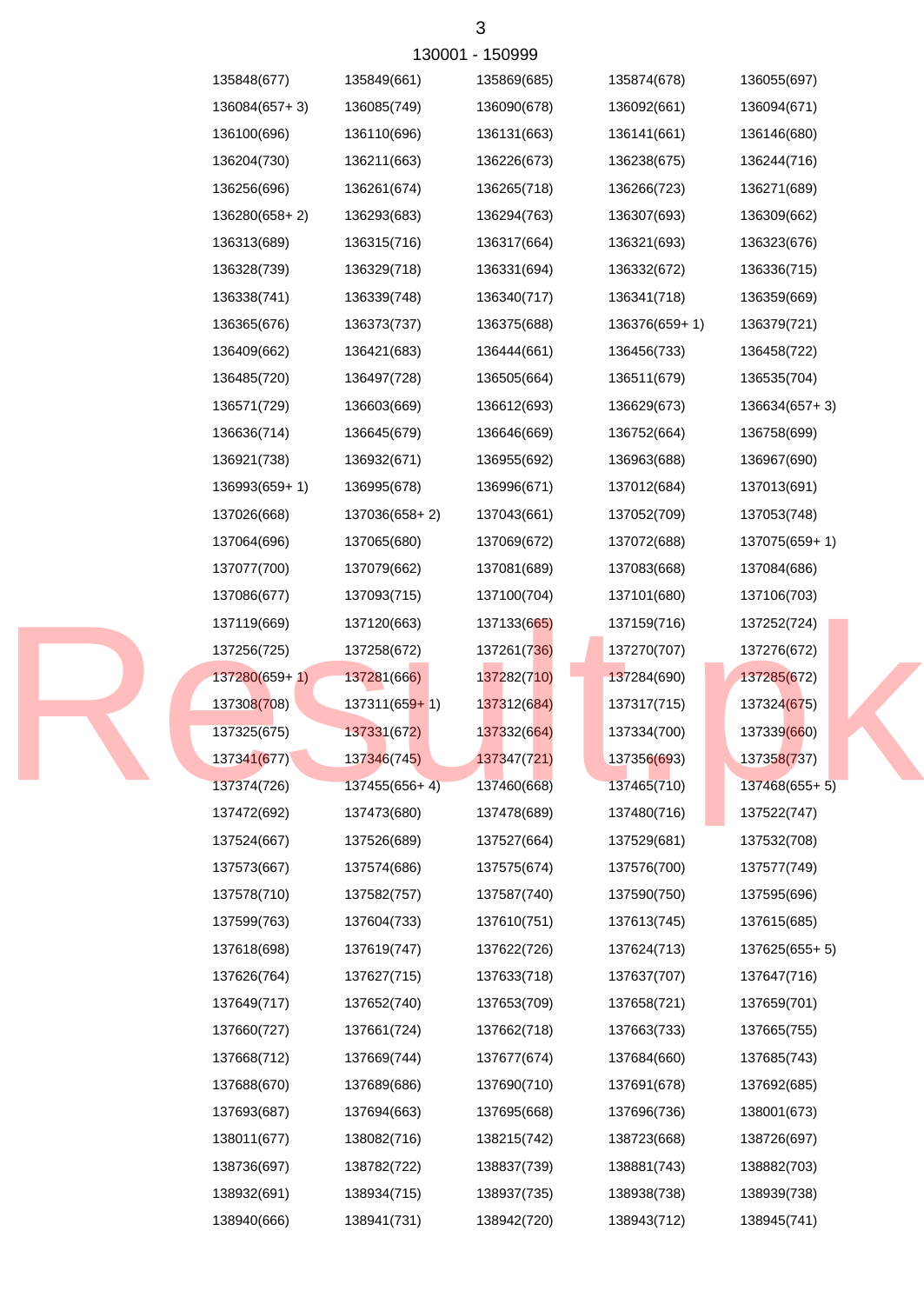130001 - 150999

| | | | | |
|---|---|---|---|---|
| 135848(677) | 135849(661) | 135869(685) | 135874(678) | 136055(697) |
| 136084(657+ 3) | 136085(749) | 136090(678) | 136092(661) | 136094(671) |
| 136100(696) | 136110(696) | 136131(663) | 136141(661) | 136146(680) |
| 136204(730) | 136211(663) | 136226(673) | 136238(675) | 136244(716) |
| 136256(696) | 136261(674) | 136265(718) | 136266(723) | 136271(689) |
| 136280(658+ 2) | 136293(683) | 136294(763) | 136307(693) | 136309(662) |
| 136313(689) | 136315(716) | 136317(664) | 136321(693) | 136323(676) |
| 136328(739) | 136329(718) | 136331(694) | 136332(672) | 136336(715) |
| 136338(741) | 136339(748) | 136340(717) | 136341(718) | 136359(669) |
| 136365(676) | 136373(737) | 136375(688) | 136376(659+ 1) | 136379(721) |
| 136409(662) | 136421(683) | 136444(661) | 136456(733) | 136458(722) |
| 136485(720) | 136497(728) | 136505(664) | 136511(679) | 136535(704) |
| 136571(729) | 136603(669) | 136612(693) | 136629(673) | 136634(657+ 3) |
| 136636(714) | 136645(679) | 136646(669) | 136752(664) | 136758(699) |
| 136921(738) | 136932(671) | 136955(692) | 136963(688) | 136967(690) |
| 136993(659+ 1) | 136995(678) | 136996(671) | 137012(684) | 137013(691) |
| 137026(668) | 137036(658+ 2) | 137043(661) | 137052(709) | 137053(748) |
| 137064(696) | 137065(680) | 137069(672) | 137072(688) | 137075(659+ 1) |
| 137077(700) | 137079(662) | 137081(689) | 137083(668) | 137084(686) |
| 137086(677) | 137093(715) | 137100(704) | 137101(680) | 137106(703) |
| 137119(669) | 137120(663) | 137133(665) | 137159(716) | 137252(724) |
| 137256(725) | 137258(672) | 137261(736) | 137270(707) | 137276(672) |
| 137280(659+ 1) | 137281(666) | 137282(710) | 137284(690) | 137285(672) |
| 137308(708) | 137311(659+ 1) | 137312(684) | 137317(715) | 137324(675) |
| 137325(675) | 137331(672) | 137332(664) | 137334(700) | 137339(660) |
| 137341(677) | 137346(745) | 137347(721) | 137356(693) | 137358(737) |
| 137374(726) | 137455(656+ 4) | 137460(668) | 137465(710) | 137468(655+ 5) |
| 137472(692) | 137473(680) | 137478(689) | 137480(716) | 137522(747) |
| 137524(667) | 137526(689) | 137527(664) | 137529(681) | 137532(708) |
| 137573(667) | 137574(686) | 137575(674) | 137576(700) | 137577(749) |
| 137578(710) | 137582(757) | 137587(740) | 137590(750) | 137595(696) |
| 137599(763) | 137604(733) | 137610(751) | 137613(745) | 137615(685) |
| 137618(698) | 137619(747) | 137622(726) | 137624(713) | 137625(655+ 5) |
| 137626(764) | 137627(715) | 137633(718) | 137637(707) | 137647(716) |
| 137649(717) | 137652(740) | 137653(709) | 137658(721) | 137659(701) |
| 137660(727) | 137661(724) | 137662(718) | 137663(733) | 137665(755) |
| 137668(712) | 137669(744) | 137677(674) | 137684(660) | 137685(743) |
| 137688(670) | 137689(686) | 137690(710) | 137691(678) | 137692(685) |
| 137693(687) | 137694(663) | 137695(668) | 137696(736) | 138001(673) |
| 138011(677) | 138082(716) | 138215(742) | 138723(668) | 138726(697) |
| 138736(697) | 138782(722) | 138837(739) | 138881(743) | 138882(703) |
| 138932(691) | 138934(715) | 138937(735) | 138938(738) | 138939(738) |
| 138940(666) | 138941(731) | 138942(720) | 138943(712) | 138945(741) |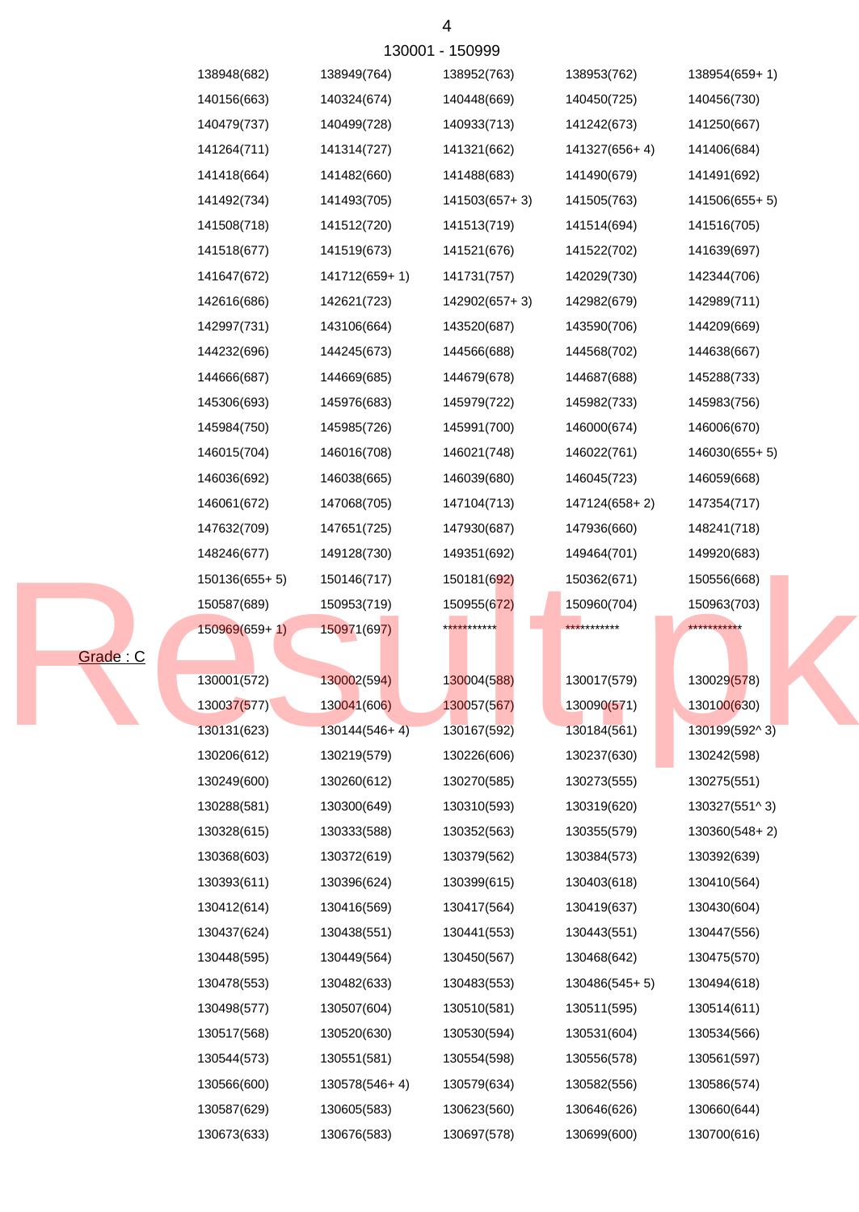130001 - 150999

| | | | | |
|---|---|---|---|---|
| 138948(682) | 138949(764) | 138952(763) | 138953(762) | 138954(659+ 1) |
| 140156(663) | 140324(674) | 140448(669) | 140450(725) | 140456(730) |
| 140479(737) | 140499(728) | 140933(713) | 141242(673) | 141250(667) |
| 141264(711) | 141314(727) | 141321(662) | 141327(656+ 4) | 141406(684) |
| 141418(664) | 141482(660) | 141488(683) | 141490(679) | 141491(692) |
| 141492(734) | 141493(705) | 141503(657+ 3) | 141505(763) | 141506(655+ 5) |
| 141508(718) | 141512(720) | 141513(719) | 141514(694) | 141516(705) |
| 141518(677) | 141519(673) | 141521(676) | 141522(702) | 141639(697) |
| 141647(672) | 141712(659+ 1) | 141731(757) | 142029(730) | 142344(706) |
| 142616(686) | 142621(723) | 142902(657+ 3) | 142982(679) | 142989(711) |
| 142997(731) | 143106(664) | 143520(687) | 143590(706) | 144209(669) |
| 144232(696) | 144245(673) | 144566(688) | 144568(702) | 144638(667) |
| 144666(687) | 144669(685) | 144679(678) | 144687(688) | 145288(733) |
| 145306(693) | 145976(683) | 145979(722) | 145982(733) | 145983(756) |
| 145984(750) | 145985(726) | 145991(700) | 146000(674) | 146006(670) |
| 146015(704) | 146016(708) | 146021(748) | 146022(761) | 146030(655+ 5) |
| 146036(692) | 146038(665) | 146039(680) | 146045(723) | 146059(668) |
| 146061(672) | 147068(705) | 147104(713) | 147124(658+ 2) | 147354(717) |
| 147632(709) | 147651(725) | 147930(687) | 147936(660) | 148241(718) |
| 148246(677) | 149128(730) | 149351(692) | 149464(701) | 149920(683) |
| 150136(655+ 5) | 150146(717) | 150181(692) | 150362(671) | 150556(668) |
| 150587(689) | 150953(719) | 150955(672) | 150960(704) | 150963(703) |
| 150969(659+ 1) | 150971(697) | *********** | *********** | *********** |

Grade : C

| | | | | |
|---|---|---|---|---|
| 130001(572) | 130002(594) | 130004(588) | 130017(579) | 130029(578) |
| 130037(577) | 130041(606) | 130057(567) | 130090(571) | 130100(630) |
| 130131(623) | 130144(546+ 4) | 130167(592) | 130184(561) | 130199(592^ 3) |
| 130206(612) | 130219(579) | 130226(606) | 130237(630) | 130242(598) |
| 130249(600) | 130260(612) | 130270(585) | 130273(555) | 130275(551) |
| 130288(581) | 130300(649) | 130310(593) | 130319(620) | 130327(551^ 3) |
| 130328(615) | 130333(588) | 130352(563) | 130355(579) | 130360(548+ 2) |
| 130368(603) | 130372(619) | 130379(562) | 130384(573) | 130392(639) |
| 130393(611) | 130396(624) | 130399(615) | 130403(618) | 130410(564) |
| 130412(614) | 130416(569) | 130417(564) | 130419(637) | 130430(604) |
| 130437(624) | 130438(551) | 130441(553) | 130443(551) | 130447(556) |
| 130448(595) | 130449(564) | 130450(567) | 130468(642) | 130475(570) |
| 130478(553) | 130482(633) | 130483(553) | 130486(545+ 5) | 130494(618) |
| 130498(577) | 130507(604) | 130510(581) | 130511(595) | 130514(611) |
| 130517(568) | 130520(630) | 130530(594) | 130531(604) | 130534(566) |
| 130544(573) | 130551(581) | 130554(598) | 130556(578) | 130561(597) |
| 130566(600) | 130578(546+ 4) | 130579(634) | 130582(556) | 130586(574) |
| 130587(629) | 130605(583) | 130623(560) | 130646(626) | 130660(644) |
| 130673(633) | 130676(583) | 130697(578) | 130699(600) | 130700(616) |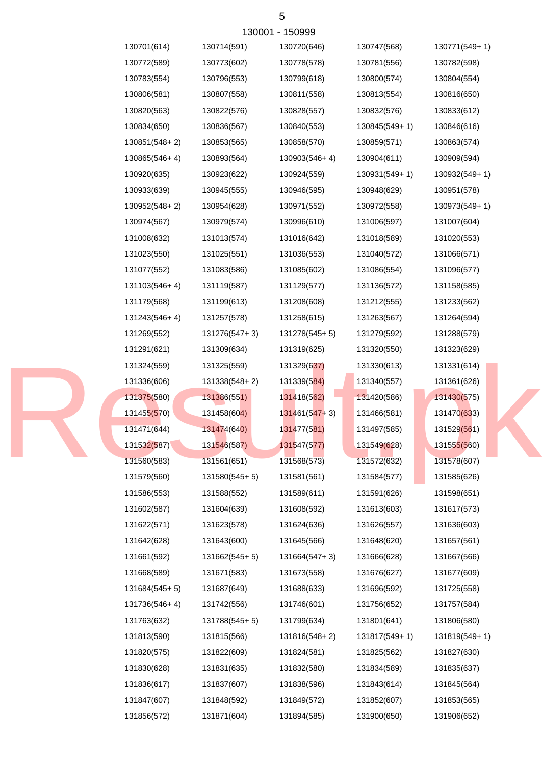130001 - 150999

| | | | | |
|---|---|---|---|---|
| 130701(614) | 130714(591) | 130720(646) | 130747(568) | 130771(549+ 1) |
| 130772(589) | 130773(602) | 130778(578) | 130781(556) | 130782(598) |
| 130783(554) | 130796(553) | 130799(618) | 130800(574) | 130804(554) |
| 130806(581) | 130807(558) | 130811(558) | 130813(554) | 130816(650) |
| 130820(563) | 130822(576) | 130828(557) | 130832(576) | 130833(612) |
| 130834(650) | 130836(567) | 130840(553) | 130845(549+ 1) | 130846(616) |
| 130851(548+ 2) | 130853(565) | 130858(570) | 130859(571) | 130863(574) |
| 130865(546+ 4) | 130893(564) | 130903(546+ 4) | 130904(611) | 130909(594) |
| 130920(635) | 130923(622) | 130924(559) | 130931(549+ 1) | 130932(549+ 1) |
| 130933(639) | 130945(555) | 130946(595) | 130948(629) | 130951(578) |
| 130952(548+ 2) | 130954(628) | 130971(552) | 130972(558) | 130973(549+ 1) |
| 130974(567) | 130979(574) | 130996(610) | 131006(597) | 131007(604) |
| 131008(632) | 131013(574) | 131016(642) | 131018(589) | 131020(553) |
| 131023(550) | 131025(551) | 131036(553) | 131040(572) | 131066(571) |
| 131077(552) | 131083(586) | 131085(602) | 131086(554) | 131096(577) |
| 131103(546+ 4) | 131119(587) | 131129(577) | 131136(572) | 131158(585) |
| 131179(568) | 131199(613) | 131208(608) | 131212(555) | 131233(562) |
| 131243(546+ 4) | 131257(578) | 131258(615) | 131263(567) | 131264(594) |
| 131269(552) | 131276(547+ 3) | 131278(545+ 5) | 131279(592) | 131288(579) |
| 131291(621) | 131309(634) | 131319(625) | 131320(550) | 131323(629) |
| 131324(559) | 131325(559) | 131329(637) | 131330(613) | 131331(614) |
| 131336(606) | 131338(548+ 2) | 131339(584) | 131340(557) | 131361(626) |
| 131375(580) | 131386(551) | 131418(562) | 131420(586) | 131430(575) |
| 131455(570) | 131458(604) | 131461(547+ 3) | 131466(581) | 131470(633) |
| 131471(644) | 131474(640) | 131477(581) | 131497(585) | 131529(561) |
| 131532(587) | 131546(587) | 131547(577) | 131549(628) | 131555(560) |
| 131560(583) | 131561(651) | 131568(573) | 131572(632) | 131578(607) |
| 131579(560) | 131580(545+ 5) | 131581(561) | 131584(577) | 131585(626) |
| 131586(553) | 131588(552) | 131589(611) | 131591(626) | 131598(651) |
| 131602(587) | 131604(639) | 131608(592) | 131613(603) | 131617(573) |
| 131622(571) | 131623(578) | 131624(636) | 131626(557) | 131636(603) |
| 131642(628) | 131643(600) | 131645(566) | 131648(620) | 131657(561) |
| 131661(592) | 131662(545+ 5) | 131664(547+ 3) | 131666(628) | 131667(566) |
| 131668(589) | 131671(583) | 131673(558) | 131676(627) | 131677(609) |
| 131684(545+ 5) | 131687(649) | 131688(633) | 131696(592) | 131725(558) |
| 131736(546+ 4) | 131742(556) | 131746(601) | 131756(652) | 131757(584) |
| 131763(632) | 131788(545+ 5) | 131799(634) | 131801(641) | 131806(580) |
| 131813(590) | 131815(566) | 131816(548+ 2) | 131817(549+ 1) | 131819(549+ 1) |
| 131820(575) | 131822(609) | 131824(581) | 131825(562) | 131827(630) |
| 131830(628) | 131831(635) | 131832(580) | 131834(589) | 131835(637) |
| 131836(617) | 131837(607) | 131838(596) | 131843(614) | 131845(564) |
| 131847(607) | 131848(592) | 131849(572) | 131852(607) | 131853(565) |
| 131856(572) | 131871(604) | 131894(585) | 131900(650) | 131906(652) |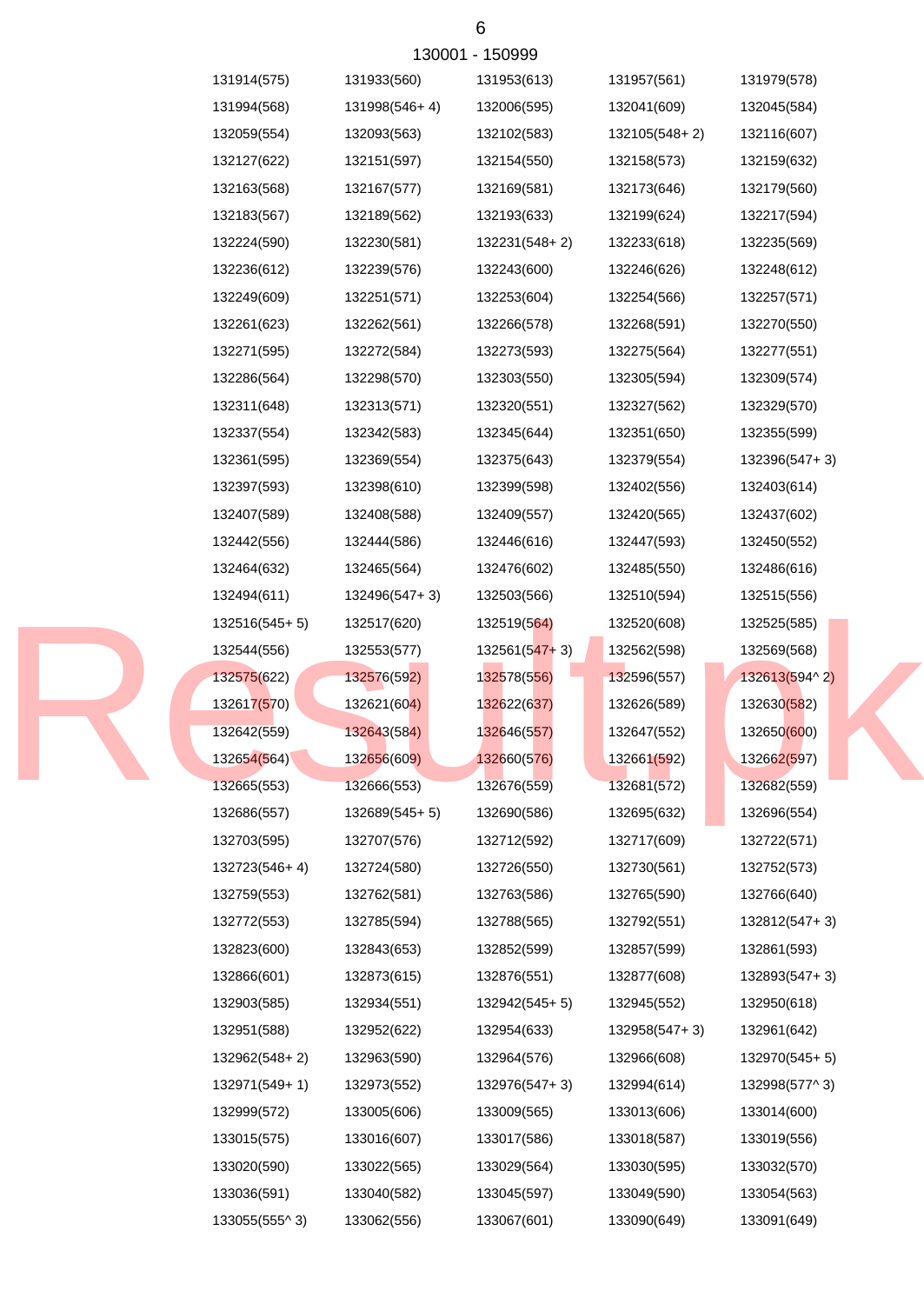130001 - 150999

| | | | | |
|---|---|---|---|---|
| 131914(575) | 131933(560) | 131953(613) | 131957(561) | 131979(578) |
| 131994(568) | 131998(546+ 4) | 132006(595) | 132041(609) | 132045(584) |
| 132059(554) | 132093(563) | 132102(583) | 132105(548+ 2) | 132116(607) |
| 132127(622) | 132151(597) | 132154(550) | 132158(573) | 132159(632) |
| 132163(568) | 132167(577) | 132169(581) | 132173(646) | 132179(560) |
| 132183(567) | 132189(562) | 132193(633) | 132199(624) | 132217(594) |
| 132224(590) | 132230(581) | 132231(548+ 2) | 132233(618) | 132235(569) |
| 132236(612) | 132239(576) | 132243(600) | 132246(626) | 132248(612) |
| 132249(609) | 132251(571) | 132253(604) | 132254(566) | 132257(571) |
| 132261(623) | 132262(561) | 132266(578) | 132268(591) | 132270(550) |
| 132271(595) | 132272(584) | 132273(593) | 132275(564) | 132277(551) |
| 132286(564) | 132298(570) | 132303(550) | 132305(594) | 132309(574) |
| 132311(648) | 132313(571) | 132320(551) | 132327(562) | 132329(570) |
| 132337(554) | 132342(583) | 132345(644) | 132351(650) | 132355(599) |
| 132361(595) | 132369(554) | 132375(643) | 132379(554) | 132396(547+ 3) |
| 132397(593) | 132398(610) | 132399(598) | 132402(556) | 132403(614) |
| 132407(589) | 132408(588) | 132409(557) | 132420(565) | 132437(602) |
| 132442(556) | 132444(586) | 132446(616) | 132447(593) | 132450(552) |
| 132464(632) | 132465(564) | 132476(602) | 132485(550) | 132486(616) |
| 132494(611) | 132496(547+ 3) | 132503(566) | 132510(594) | 132515(556) |
| 132516(545+ 5) | 132517(620) | 132519(564) | 132520(608) | 132525(585) |
| 132544(556) | 132553(577) | 132561(547+ 3) | 132562(598) | 132569(568) |
| 132575(622) | 132576(592) | 132578(556) | 132596(557) | 132613(594^ 2) |
| 132617(570) | 132621(604) | 132622(637) | 132626(589) | 132630(582) |
| 132642(559) | 132643(584) | 132646(557) | 132647(552) | 132650(600) |
| 132654(564) | 132656(609) | 132660(576) | 132661(592) | 132662(597) |
| 132665(553) | 132666(553) | 132676(559) | 132681(572) | 132682(559) |
| 132686(557) | 132689(545+ 5) | 132690(586) | 132695(632) | 132696(554) |
| 132703(595) | 132707(576) | 132712(592) | 132717(609) | 132722(571) |
| 132723(546+ 4) | 132724(580) | 132726(550) | 132730(561) | 132752(573) |
| 132759(553) | 132762(581) | 132763(586) | 132765(590) | 132766(640) |
| 132772(553) | 132785(594) | 132788(565) | 132792(551) | 132812(547+ 3) |
| 132823(600) | 132843(653) | 132852(599) | 132857(599) | 132861(593) |
| 132866(601) | 132873(615) | 132876(551) | 132877(608) | 132893(547+ 3) |
| 132903(585) | 132934(551) | 132942(545+ 5) | 132945(552) | 132950(618) |
| 132951(588) | 132952(622) | 132954(633) | 132958(547+ 3) | 132961(642) |
| 132962(548+ 2) | 132963(590) | 132964(576) | 132966(608) | 132970(545+ 5) |
| 132971(549+ 1) | 132973(552) | 132976(547+ 3) | 132994(614) | 132998(577^ 3) |
| 132999(572) | 133005(606) | 133009(565) | 133013(606) | 133014(600) |
| 133015(575) | 133016(607) | 133017(586) | 133018(587) | 133019(556) |
| 133020(590) | 133022(565) | 133029(564) | 133030(595) | 133032(570) |
| 133036(591) | 133040(582) | 133045(597) | 133049(590) | 133054(563) |
| 133055(555^ 3) | 133062(556) | 133067(601) | 133090(649) | 133091(649) |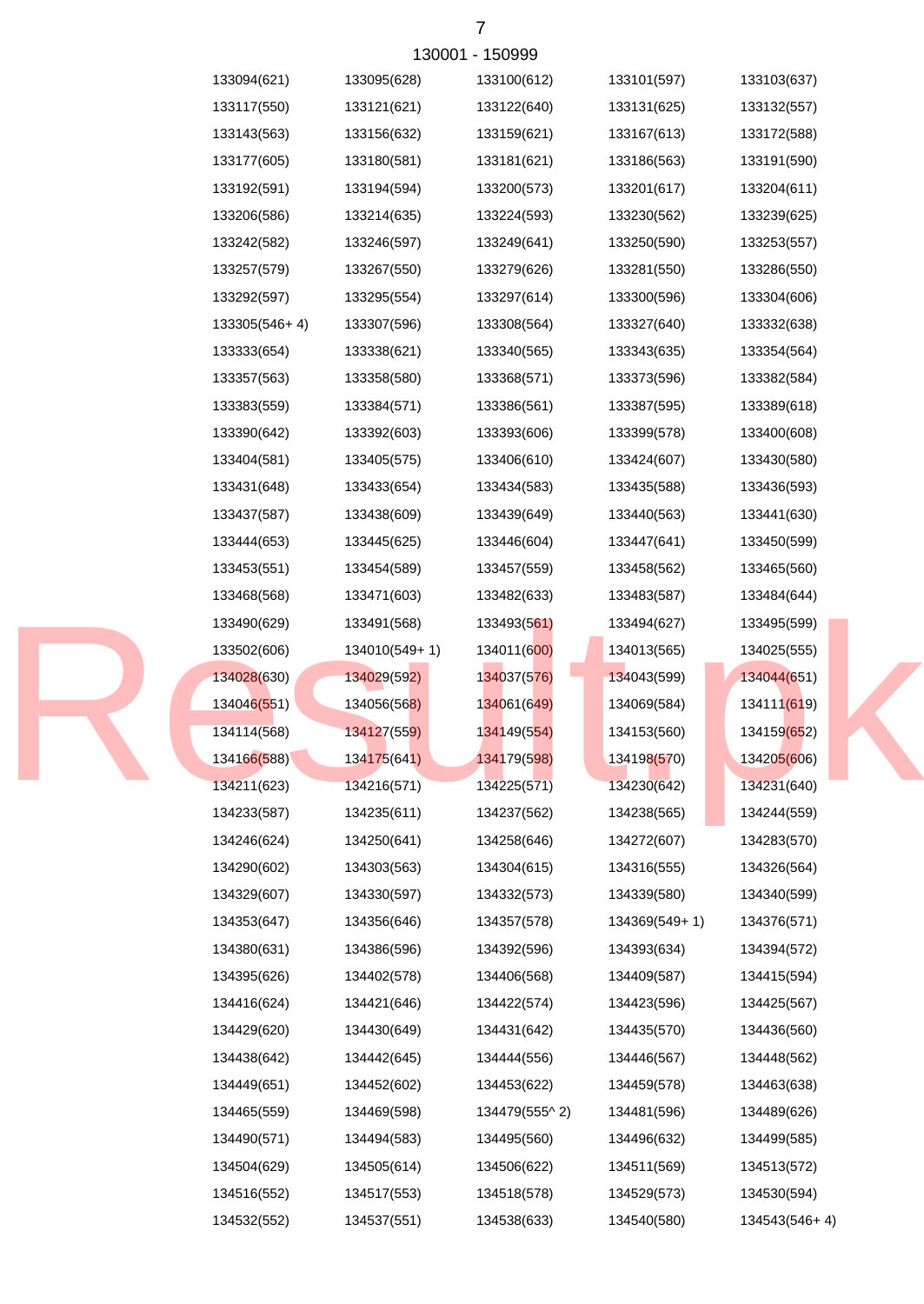130001 - 150999

| | | | | |
|---|---|---|---|---|
| 133094(621) | 133095(628) | 133100(612) | 133101(597) | 133103(637) |
| 133117(550) | 133121(621) | 133122(640) | 133131(625) | 133132(557) |
| 133143(563) | 133156(632) | 133159(621) | 133167(613) | 133172(588) |
| 133177(605) | 133180(581) | 133181(621) | 133186(563) | 133191(590) |
| 133192(591) | 133194(594) | 133200(573) | 133201(617) | 133204(611) |
| 133206(586) | 133214(635) | 133224(593) | 133230(562) | 133239(625) |
| 133242(582) | 133246(597) | 133249(641) | 133250(590) | 133253(557) |
| 133257(579) | 133267(550) | 133279(626) | 133281(550) | 133286(550) |
| 133292(597) | 133295(554) | 133297(614) | 133300(596) | 133304(606) |
| 133305(546+ 4) | 133307(596) | 133308(564) | 133327(640) | 133332(638) |
| 133333(654) | 133338(621) | 133340(565) | 133343(635) | 133354(564) |
| 133357(563) | 133358(580) | 133368(571) | 133373(596) | 133382(584) |
| 133383(559) | 133384(571) | 133386(561) | 133387(595) | 133389(618) |
| 133390(642) | 133392(603) | 133393(606) | 133399(578) | 133400(608) |
| 133404(581) | 133405(575) | 133406(610) | 133424(607) | 133430(580) |
| 133431(648) | 133433(654) | 133434(583) | 133435(588) | 133436(593) |
| 133437(587) | 133438(609) | 133439(649) | 133440(563) | 133441(630) |
| 133444(653) | 133445(625) | 133446(604) | 133447(641) | 133450(599) |
| 133453(551) | 133454(589) | 133457(559) | 133458(562) | 133465(560) |
| 133468(568) | 133471(603) | 133482(633) | 133483(587) | 133484(644) |
| 133490(629) | 133491(568) | 133493(561) | 133494(627) | 133495(599) |
| 133502(606) | 134010(549+ 1) | 134011(600) | 134013(565) | 134025(555) |
| 134028(630) | 134029(592) | 134037(576) | 134043(599) | 134044(651) |
| 134046(551) | 134056(568) | 134061(649) | 134069(584) | 134111(619) |
| 134114(568) | 134127(559) | 134149(554) | 134153(560) | 134159(652) |
| 134166(588) | 134175(641) | 134179(598) | 134198(570) | 134205(606) |
| 134211(623) | 134216(571) | 134225(571) | 134230(642) | 134231(640) |
| 134233(587) | 134235(611) | 134237(562) | 134238(565) | 134244(559) |
| 134246(624) | 134250(641) | 134258(646) | 134272(607) | 134283(570) |
| 134290(602) | 134303(563) | 134304(615) | 134316(555) | 134326(564) |
| 134329(607) | 134330(597) | 134332(573) | 134339(580) | 134340(599) |
| 134353(647) | 134356(646) | 134357(578) | 134369(549+ 1) | 134376(571) |
| 134380(631) | 134386(596) | 134392(596) | 134393(634) | 134394(572) |
| 134395(626) | 134402(578) | 134406(568) | 134409(587) | 134415(594) |
| 134416(624) | 134421(646) | 134422(574) | 134423(596) | 134425(567) |
| 134429(620) | 134430(649) | 134431(642) | 134435(570) | 134436(560) |
| 134438(642) | 134442(645) | 134444(556) | 134446(567) | 134448(562) |
| 134449(651) | 134452(602) | 134453(622) | 134459(578) | 134463(638) |
| 134465(559) | 134469(598) | 134479(555^ 2) | 134481(596) | 134489(626) |
| 134490(571) | 134494(583) | 134495(560) | 134496(632) | 134499(585) |
| 134504(629) | 134505(614) | 134506(622) | 134511(569) | 134513(572) |
| 134516(552) | 134517(553) | 134518(578) | 134529(573) | 134530(594) |
| 134532(552) | 134537(551) | 134538(633) | 134540(580) | 134543(546+ 4) |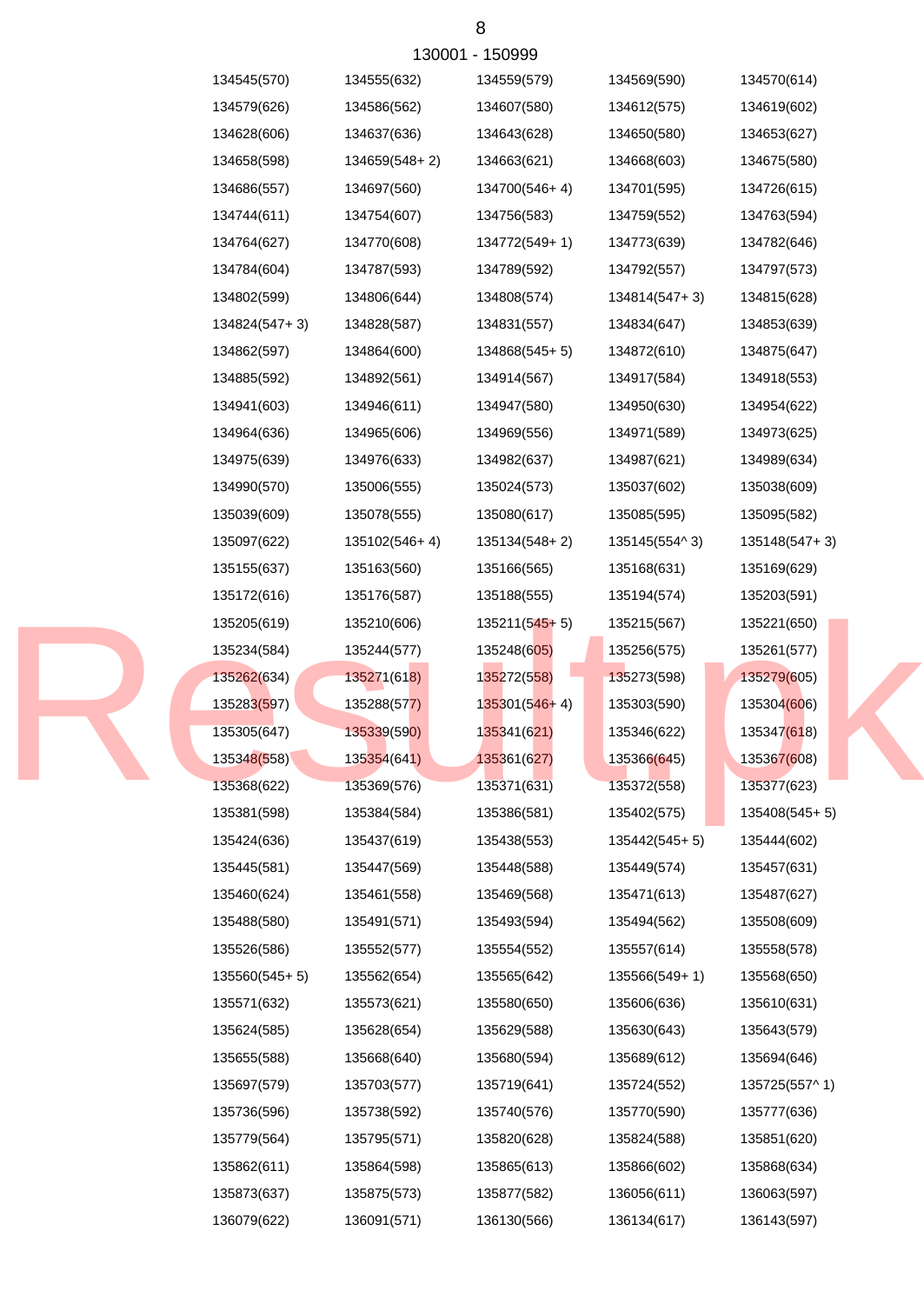130001 - 150999

| | | | | |
|---|---|---|---|---|
| 134545(570) | 134555(632) | 134559(579) | 134569(590) | 134570(614) |
| 134579(626) | 134586(562) | 134607(580) | 134612(575) | 134619(602) |
| 134628(606) | 134637(636) | 134643(628) | 134650(580) | 134653(627) |
| 134658(598) | 134659(548+ 2) | 134663(621) | 134668(603) | 134675(580) |
| 134686(557) | 134697(560) | 134700(546+ 4) | 134701(595) | 134726(615) |
| 134744(611) | 134754(607) | 134756(583) | 134759(552) | 134763(594) |
| 134764(627) | 134770(608) | 134772(549+ 1) | 134773(639) | 134782(646) |
| 134784(604) | 134787(593) | 134789(592) | 134792(557) | 134797(573) |
| 134802(599) | 134806(644) | 134808(574) | 134814(547+ 3) | 134815(628) |
| 134824(547+ 3) | 134828(587) | 134831(557) | 134834(647) | 134853(639) |
| 134862(597) | 134864(600) | 134868(545+ 5) | 134872(610) | 134875(647) |
| 134885(592) | 134892(561) | 134914(567) | 134917(584) | 134918(553) |
| 134941(603) | 134946(611) | 134947(580) | 134950(630) | 134954(622) |
| 134964(636) | 134965(606) | 134969(556) | 134971(589) | 134973(625) |
| 134975(639) | 134976(633) | 134982(637) | 134987(621) | 134989(634) |
| 134990(570) | 135006(555) | 135024(573) | 135037(602) | 135038(609) |
| 135039(609) | 135078(555) | 135080(617) | 135085(595) | 135095(582) |
| 135097(622) | 135102(546+ 4) | 135134(548+ 2) | 135145(554^ 3) | 135148(547+ 3) |
| 135155(637) | 135163(560) | 135166(565) | 135168(631) | 135169(629) |
| 135172(616) | 135176(587) | 135188(555) | 135194(574) | 135203(591) |
| 135205(619) | 135210(606) | 135211(545+ 5) | 135215(567) | 135221(650) |
| 135234(584) | 135244(577) | 135248(605) | 135256(575) | 135261(577) |
| 135262(634) | 135271(618) | 135272(558) | 135273(598) | 135279(605) |
| 135283(597) | 135288(577) | 135301(546+ 4) | 135303(590) | 135304(606) |
| 135305(647) | 135339(590) | 135341(621) | 135346(622) | 135347(618) |
| 135348(558) | 135354(641) | 135361(627) | 135366(645) | 135367(608) |
| 135368(622) | 135369(576) | 135371(631) | 135372(558) | 135377(623) |
| 135381(598) | 135384(584) | 135386(581) | 135402(575) | 135408(545+ 5) |
| 135424(636) | 135437(619) | 135438(553) | 135442(545+ 5) | 135444(602) |
| 135445(581) | 135447(569) | 135448(588) | 135449(574) | 135457(631) |
| 135460(624) | 135461(558) | 135469(568) | 135471(613) | 135487(627) |
| 135488(580) | 135491(571) | 135493(594) | 135494(562) | 135508(609) |
| 135526(586) | 135552(577) | 135554(552) | 135557(614) | 135558(578) |
| 135560(545+ 5) | 135562(654) | 135565(642) | 135566(549+ 1) | 135568(650) |
| 135571(632) | 135573(621) | 135580(650) | 135606(636) | 135610(631) |
| 135624(585) | 135628(654) | 135629(588) | 135630(643) | 135643(579) |
| 135655(588) | 135668(640) | 135680(594) | 135689(612) | 135694(646) |
| 135697(579) | 135703(577) | 135719(641) | 135724(552) | 135725(557^ 1) |
| 135736(596) | 135738(592) | 135740(576) | 135770(590) | 135777(636) |
| 135779(564) | 135795(571) | 135820(628) | 135824(588) | 135851(620) |
| 135862(611) | 135864(598) | 135865(613) | 135866(602) | 135868(634) |
| 135873(637) | 135875(573) | 135877(582) | 136056(611) | 136063(597) |
| 136079(622) | 136091(571) | 136130(566) | 136134(617) | 136143(597) |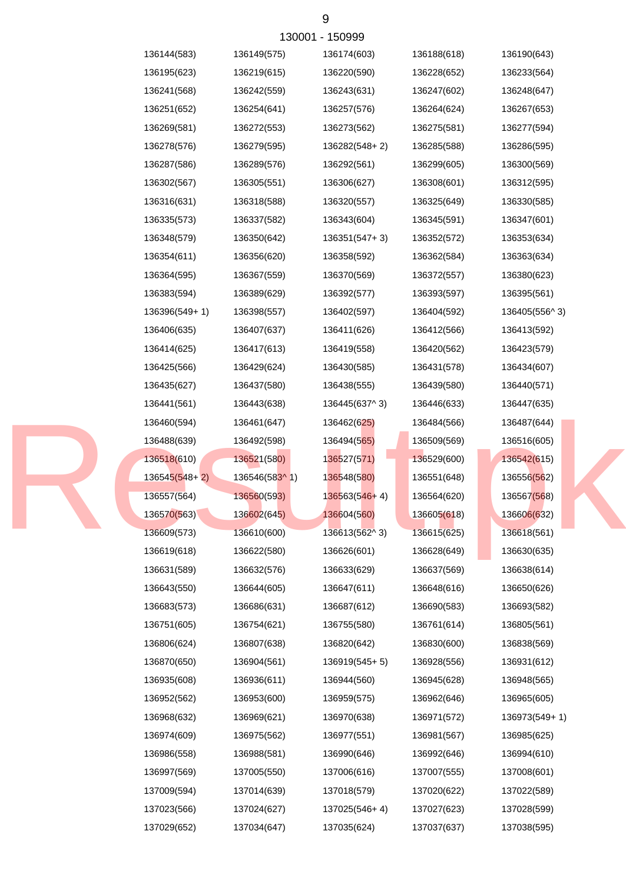130001 - 150999

| | | | | |
|---|---|---|---|---|
| 136144(583) | 136149(575) | 136174(603) | 136188(618) | 136190(643) |
| 136195(623) | 136219(615) | 136220(590) | 136228(652) | 136233(564) |
| 136241(568) | 136242(559) | 136243(631) | 136247(602) | 136248(647) |
| 136251(652) | 136254(641) | 136257(576) | 136264(624) | 136267(653) |
| 136269(581) | 136272(553) | 136273(562) | 136275(581) | 136277(594) |
| 136278(576) | 136279(595) | 136282(548+ 2) | 136285(588) | 136286(595) |
| 136287(586) | 136289(576) | 136292(561) | 136299(605) | 136300(569) |
| 136302(567) | 136305(551) | 136306(627) | 136308(601) | 136312(595) |
| 136316(631) | 136318(588) | 136320(557) | 136325(649) | 136330(585) |
| 136335(573) | 136337(582) | 136343(604) | 136345(591) | 136347(601) |
| 136348(579) | 136350(642) | 136351(547+ 3) | 136352(572) | 136353(634) |
| 136354(611) | 136356(620) | 136358(592) | 136362(584) | 136363(634) |
| 136364(595) | 136367(559) | 136370(569) | 136372(557) | 136380(623) |
| 136383(594) | 136389(629) | 136392(577) | 136393(597) | 136395(561) |
| 136396(549+ 1) | 136398(557) | 136402(597) | 136404(592) | 136405(556^ 3) |
| 136406(635) | 136407(637) | 136411(626) | 136412(566) | 136413(592) |
| 136414(625) | 136417(613) | 136419(558) | 136420(562) | 136423(579) |
| 136425(566) | 136429(624) | 136430(585) | 136431(578) | 136434(607) |
| 136435(627) | 136437(580) | 136438(555) | 136439(580) | 136440(571) |
| 136441(561) | 136443(638) | 136445(637^ 3) | 136446(633) | 136447(635) |
| 136460(594) | 136461(647) | 136462(625) | 136484(566) | 136487(644) |
| 136488(639) | 136492(598) | 136494(565) | 136509(569) | 136516(605) |
| 136518(610) | 136521(580) | 136527(571) | 136529(600) | 136542(615) |
| 136545(548+ 2) | 136546(583^ 1) | 136548(580) | 136551(648) | 136556(562) |
| 136557(564) | 136560(593) | 136563(546+ 4) | 136564(620) | 136567(568) |
| 136570(563) | 136602(645) | 136604(560) | 136605(618) | 136606(632) |
| 136609(573) | 136610(600) | 136613(562^ 3) | 136615(625) | 136618(561) |
| 136619(618) | 136622(580) | 136626(601) | 136628(649) | 136630(635) |
| 136631(589) | 136632(576) | 136633(629) | 136637(569) | 136638(614) |
| 136643(550) | 136644(605) | 136647(611) | 136648(616) | 136650(626) |
| 136683(573) | 136686(631) | 136687(612) | 136690(583) | 136693(582) |
| 136751(605) | 136754(621) | 136755(580) | 136761(614) | 136805(561) |
| 136806(624) | 136807(638) | 136820(642) | 136830(600) | 136838(569) |
| 136870(650) | 136904(561) | 136919(545+ 5) | 136928(556) | 136931(612) |
| 136935(608) | 136936(611) | 136944(560) | 136945(628) | 136948(565) |
| 136952(562) | 136953(600) | 136959(575) | 136962(646) | 136965(605) |
| 136968(632) | 136969(621) | 136970(638) | 136971(572) | 136973(549+ 1) |
| 136974(609) | 136975(562) | 136977(551) | 136981(567) | 136985(625) |
| 136986(558) | 136988(581) | 136990(646) | 136992(646) | 136994(610) |
| 136997(569) | 137005(550) | 137006(616) | 137007(555) | 137008(601) |
| 137009(594) | 137014(639) | 137018(579) | 137020(622) | 137022(589) |
| 137023(566) | 137024(627) | 137025(546+ 4) | 137027(623) | 137028(599) |
| 137029(652) | 137034(647) | 137035(624) | 137037(637) | 137038(595) |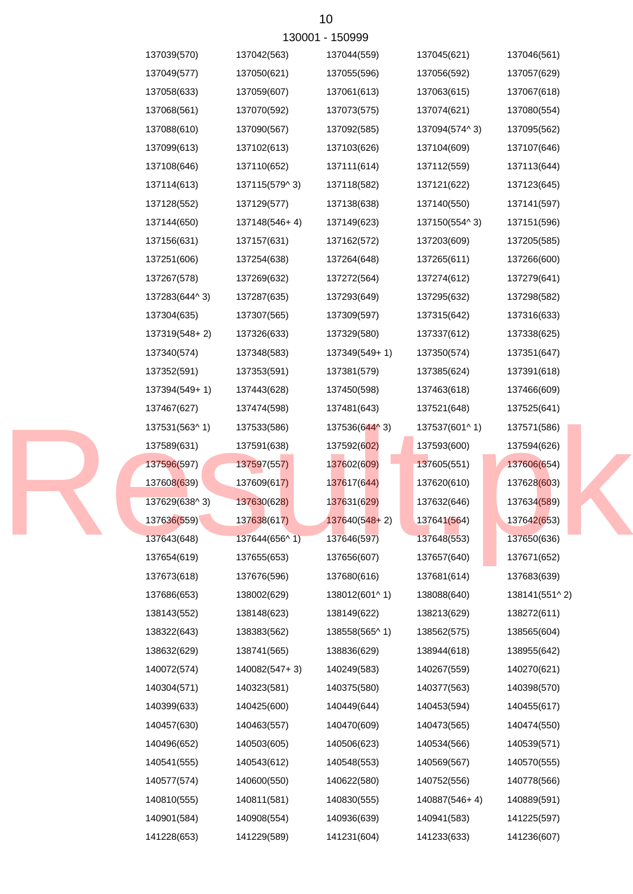130001 - 150999

137039(570) 137042(563) 137044(559) 137045(621) 137046(561)
137049(577) 137050(621) 137055(596) 137056(592) 137057(629)
137058(633) 137059(607) 137061(613) 137063(615) 137067(618)
137068(561) 137070(592) 137073(575) 137074(621) 137080(554)
137088(610) 137090(567) 137092(585) 137094(574^ 3) 137095(562)
137099(613) 137102(613) 137103(626) 137104(609) 137107(646)
137108(646) 137110(652) 137111(614) 137112(559) 137113(644)
137114(613) 137115(579^ 3) 137118(582) 137121(622) 137123(645)
137128(552) 137129(577) 137138(638) 137140(550) 137141(597)
137144(650) 137148(546+ 4) 137149(623) 137150(554^ 3) 137151(596)
137156(631) 137157(631) 137162(572) 137203(609) 137205(585)
137251(606) 137254(638) 137264(648) 137265(611) 137266(600)
137267(578) 137269(632) 137272(564) 137274(612) 137279(641)
137283(644^ 3) 137287(635) 137293(649) 137295(632) 137298(582)
137304(635) 137307(565) 137309(597) 137315(642) 137316(633)
137319(548+ 2) 137326(633) 137329(580) 137337(612) 137338(625)
137340(574) 137348(583) 137349(549+ 1) 137350(574) 137351(647)
137352(591) 137353(591) 137381(579) 137385(624) 137391(618)
137394(549+ 1) 137443(628) 137450(598) 137463(618) 137466(609)
137467(627) 137474(598) 137481(643) 137521(648) 137525(641)
137531(563^ 1) 137533(586) 137536(644^ 3) 137537(601^ 1) 137571(586)
137589(631) 137591(638) 137592(602) 137593(600) 137594(626)
137596(597) 137597(557) 137602(609) 137605(551) 137606(654)
137608(639) 137609(617) 137617(644) 137620(610) 137628(603)
137629(638^ 3) 137630(628) 137631(629) 137632(646) 137634(589)
137636(559) 137638(617) 137640(548+ 2) 137641(564) 137642(653)
137643(648) 137644(656^ 1) 137646(597) 137648(553) 137650(636)
137654(619) 137655(653) 137656(607) 137657(640) 137671(652)
137673(618) 137676(596) 137680(616) 137681(614) 137683(639)
137686(653) 138002(629) 138012(601^ 1) 138088(640) 138141(551^ 2)
138143(552) 138148(623) 138149(622) 138213(629) 138272(611)
138322(643) 138383(562) 138558(565^ 1) 138562(575) 138565(604)
138632(629) 138741(565) 138836(629) 138944(618) 138955(642)
140072(574) 140082(547+ 3) 140249(583) 140267(559) 140270(621)
140304(571) 140323(581) 140375(580) 140377(563) 140398(570)
140399(633) 140425(600) 140449(644) 140453(594) 140455(617)
140457(630) 140463(557) 140470(609) 140473(565) 140474(550)
140496(652) 140503(605) 140506(623) 140534(566) 140539(571)
140541(555) 140543(612) 140548(553) 140569(567) 140570(555)
140577(574) 140600(550) 140622(580) 140752(556) 140778(566)
140810(555) 140811(581) 140830(555) 140887(546+ 4) 140889(591)
140901(584) 140908(554) 140936(639) 140941(583) 141225(597)
141228(653) 141229(589) 141231(604) 141233(633) 141236(607)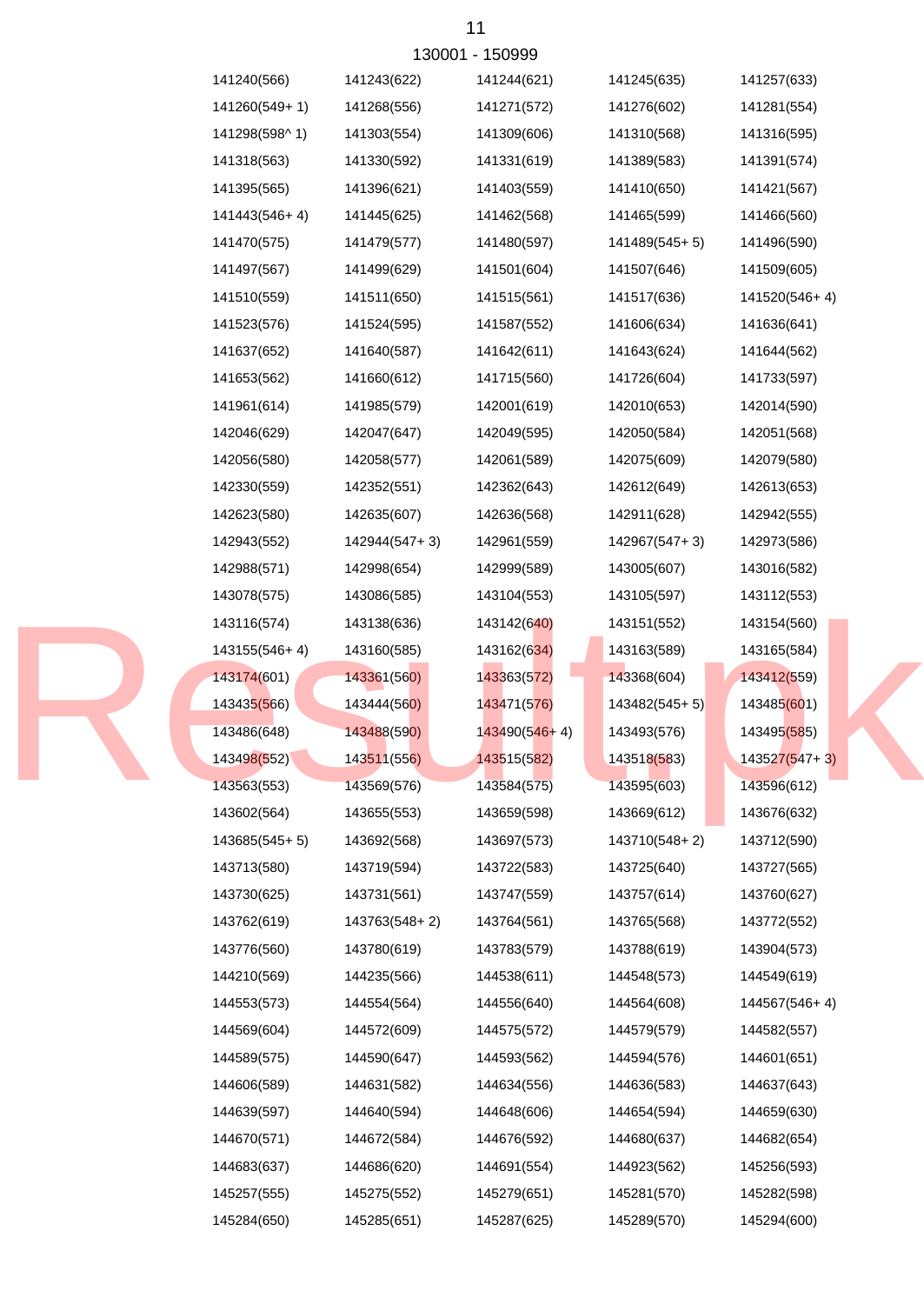130001 - 150999

| | | | | |
|---|---|---|---|---|
| 141240(566) | 141243(622) | 141244(621) | 141245(635) | 141257(633) |
| 141260(549+ 1) | 141268(556) | 141271(572) | 141276(602) | 141281(554) |
| 141298(598^ 1) | 141303(554) | 141309(606) | 141310(568) | 141316(595) |
| 141318(563) | 141330(592) | 141331(619) | 141389(583) | 141391(574) |
| 141395(565) | 141396(621) | 141403(559) | 141410(650) | 141421(567) |
| 141443(546+ 4) | 141445(625) | 141462(568) | 141465(599) | 141466(560) |
| 141470(575) | 141479(577) | 141480(597) | 141489(545+ 5) | 141496(590) |
| 141497(567) | 141499(629) | 141501(604) | 141507(646) | 141509(605) |
| 141510(559) | 141511(650) | 141515(561) | 141517(636) | 141520(546+ 4) |
| 141523(576) | 141524(595) | 141587(552) | 141606(634) | 141636(641) |
| 141637(652) | 141640(587) | 141642(611) | 141643(624) | 141644(562) |
| 141653(562) | 141660(612) | 141715(560) | 141726(604) | 141733(597) |
| 141961(614) | 141985(579) | 142001(619) | 142010(653) | 142014(590) |
| 142046(629) | 142047(647) | 142049(595) | 142050(584) | 142051(568) |
| 142056(580) | 142058(577) | 142061(589) | 142075(609) | 142079(580) |
| 142330(559) | 142352(551) | 142362(643) | 142612(649) | 142613(653) |
| 142623(580) | 142635(607) | 142636(568) | 142911(628) | 142942(555) |
| 142943(552) | 142944(547+ 3) | 142961(559) | 142967(547+ 3) | 142973(586) |
| 142988(571) | 142998(654) | 142999(589) | 143005(607) | 143016(582) |
| 143078(575) | 143086(585) | 143104(553) | 143105(597) | 143112(553) |
| 143116(574) | 143138(636) | 143142(640) | 143151(552) | 143154(560) |
| 143155(546+ 4) | 143160(585) | 143162(634) | 143163(589) | 143165(584) |
| 143174(601) | 143361(560) | 143363(572) | 143368(604) | 143412(559) |
| 143435(566) | 143444(560) | 143471(576) | 143482(545+ 5) | 143485(601) |
| 143486(648) | 143488(590) | 143490(546+ 4) | 143493(576) | 143495(585) |
| 143498(552) | 143511(556) | 143515(582) | 143518(583) | 143527(547+ 3) |
| 143563(553) | 143569(576) | 143584(575) | 143595(603) | 143596(612) |
| 143602(564) | 143655(553) | 143659(598) | 143669(612) | 143676(632) |
| 143685(545+ 5) | 143692(568) | 143697(573) | 143710(548+ 2) | 143712(590) |
| 143713(580) | 143719(594) | 143722(583) | 143725(640) | 143727(565) |
| 143730(625) | 143731(561) | 143747(559) | 143757(614) | 143760(627) |
| 143762(619) | 143763(548+ 2) | 143764(561) | 143765(568) | 143772(552) |
| 143776(560) | 143780(619) | 143783(579) | 143788(619) | 143904(573) |
| 144210(569) | 144235(566) | 144538(611) | 144548(573) | 144549(619) |
| 144553(573) | 144554(564) | 144556(640) | 144564(608) | 144567(546+ 4) |
| 144569(604) | 144572(609) | 144575(572) | 144579(579) | 144582(557) |
| 144589(575) | 144590(647) | 144593(562) | 144594(576) | 144601(651) |
| 144606(589) | 144631(582) | 144634(556) | 144636(583) | 144637(643) |
| 144639(597) | 144640(594) | 144648(606) | 144654(594) | 144659(630) |
| 144670(571) | 144672(584) | 144676(592) | 144680(637) | 144682(654) |
| 144683(637) | 144686(620) | 144691(554) | 144923(562) | 145256(593) |
| 145257(555) | 145275(552) | 145279(651) | 145281(570) | 145282(598) |
| 145284(650) | 145285(651) | 145287(625) | 145289(570) | 145294(600) |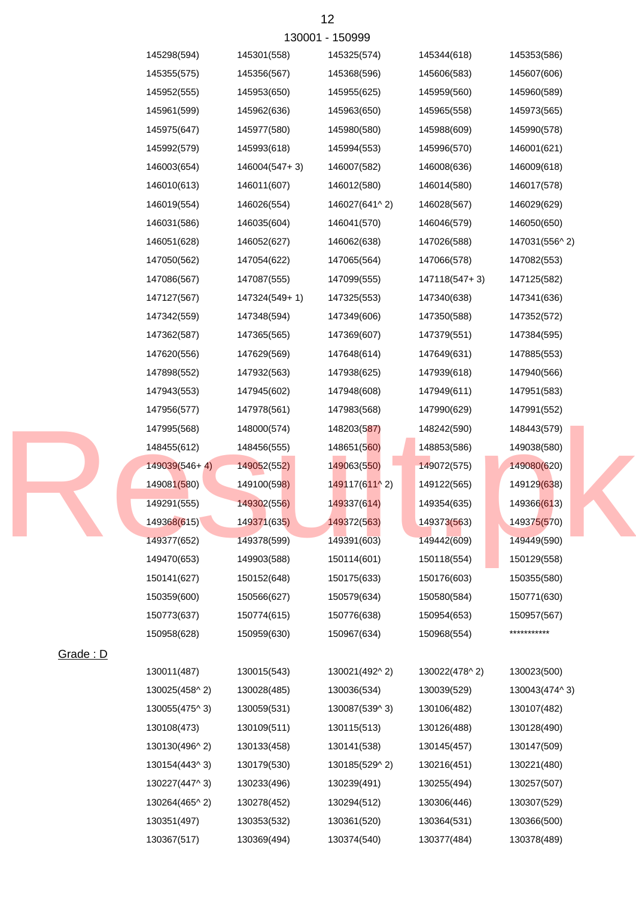130001 - 150999

| | | | | |
|---|---|---|---|---|
| 145298(594) | 145301(558) | 145325(574) | 145344(618) | 145353(586) |
| 145355(575) | 145356(567) | 145368(596) | 145606(583) | 145607(606) |
| 145952(555) | 145953(650) | 145955(625) | 145959(560) | 145960(589) |
| 145961(599) | 145962(636) | 145963(650) | 145965(558) | 145973(565) |
| 145975(647) | 145977(580) | 145980(580) | 145988(609) | 145990(578) |
| 145992(579) | 145993(618) | 145994(553) | 145996(570) | 146001(621) |
| 146003(654) | 146004(547+ 3) | 146007(582) | 146008(636) | 146009(618) |
| 146010(613) | 146011(607) | 146012(580) | 146014(580) | 146017(578) |
| 146019(554) | 146026(554) | 146027(641^ 2) | 146028(567) | 146029(629) |
| 146031(586) | 146035(604) | 146041(570) | 146046(579) | 146050(650) |
| 146051(628) | 146052(627) | 146062(638) | 147026(588) | 147031(556^ 2) |
| 147050(562) | 147054(622) | 147065(564) | 147066(578) | 147082(553) |
| 147086(567) | 147087(555) | 147099(555) | 147118(547+ 3) | 147125(582) |
| 147127(567) | 147324(549+ 1) | 147325(553) | 147340(638) | 147341(636) |
| 147342(559) | 147348(594) | 147349(606) | 147350(588) | 147352(572) |
| 147362(587) | 147365(565) | 147369(607) | 147379(551) | 147384(595) |
| 147620(556) | 147629(569) | 147648(614) | 147649(631) | 147885(553) |
| 147898(552) | 147932(563) | 147938(625) | 147939(618) | 147940(566) |
| 147943(553) | 147945(602) | 147948(608) | 147949(611) | 147951(583) |
| 147956(577) | 147978(561) | 147983(568) | 147990(629) | 147991(552) |
| 147995(568) | 148000(574) | 148203(587) | 148242(590) | 148443(579) |
| 148455(612) | 148456(555) | 148651(560) | 148853(586) | 149038(580) |
| 149039(546+ 4) | 149052(552) | 149063(550) | 149072(575) | 149080(620) |
| 149081(580) | 149100(598) | 149117(611^ 2) | 149122(565) | 149129(638) |
| 149291(555) | 149302(556) | 149337(614) | 149354(635) | 149366(613) |
| 149368(615) | 149371(635) | 149372(563) | 149373(563) | 149375(570) |
| 149377(652) | 149378(599) | 149391(603) | 149442(609) | 149449(590) |
| 149470(653) | 149903(588) | 150114(601) | 150118(554) | 150129(558) |
| 150141(627) | 150152(648) | 150175(633) | 150176(603) | 150355(580) |
| 150359(600) | 150566(627) | 150579(634) | 150580(584) | 150771(630) |
| 150773(637) | 150774(615) | 150776(638) | 150954(653) | 150957(567) |
| 150958(628) | 150959(630) | 150967(634) | 150968(554) | *********** |

Grade : D

| | | | | |
|---|---|---|---|---|
| 130011(487) | 130015(543) | 130021(492^ 2) | 130022(478^ 2) | 130023(500) |
| 130025(458^ 2) | 130028(485) | 130036(534) | 130039(529) | 130043(474^ 3) |
| 130055(475^ 3) | 130059(531) | 130087(539^ 3) | 130106(482) | 130107(482) |
| 130108(473) | 130109(511) | 130115(513) | 130126(488) | 130128(490) |
| 130130(496^ 2) | 130133(458) | 130141(538) | 130145(457) | 130147(509) |
| 130154(443^ 3) | 130179(530) | 130185(529^ 2) | 130216(451) | 130221(480) |
| 130227(447^ 3) | 130233(496) | 130239(491) | 130255(494) | 130257(507) |
| 130264(465^ 2) | 130278(452) | 130294(512) | 130306(446) | 130307(529) |
| 130351(497) | 130353(532) | 130361(520) | 130364(531) | 130366(500) |
| 130367(517) | 130369(494) | 130374(540) | 130377(484) | 130378(489) |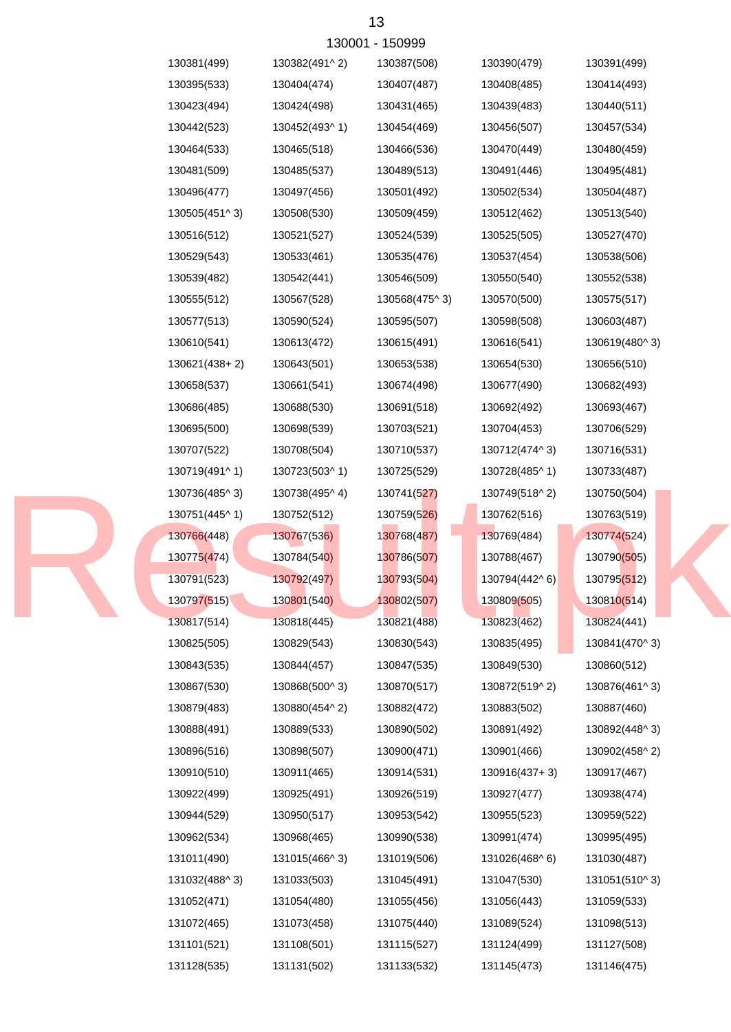130001 - 150999

130381(499) 130382(491^ 2) 130387(508) 130390(479) 130391(499)
130395(533) 130404(474) 130407(487) 130408(485) 130414(493)
130423(494) 130424(498) 130431(465) 130439(483) 130440(511)
130442(523) 130452(493^ 1) 130454(469) 130456(507) 130457(534)
130464(533) 130465(518) 130466(536) 130470(449) 130480(459)
130481(509) 130485(537) 130489(513) 130491(446) 130495(481)
130496(477) 130497(456) 130501(492) 130502(534) 130504(487)
130505(451^ 3) 130508(530) 130509(459) 130512(462) 130513(540)
130516(512) 130521(527) 130524(539) 130525(505) 130527(470)
130529(543) 130533(461) 130535(476) 130537(454) 130538(506)
130539(482) 130542(441) 130546(509) 130550(540) 130552(538)
130555(512) 130567(528) 130568(475^ 3) 130570(500) 130575(517)
130577(513) 130590(524) 130595(507) 130598(508) 130603(487)
130610(541) 130613(472) 130615(491) 130616(541) 130619(480^ 3)
130621(438+ 2) 130643(501) 130653(538) 130654(530) 130656(510)
130658(537) 130661(541) 130674(498) 130677(490) 130682(493)
130686(485) 130688(530) 130691(518) 130692(492) 130693(467)
130695(500) 130698(539) 130703(521) 130704(453) 130706(529)
130707(522) 130708(504) 130710(537) 130712(474^ 3) 130716(531)
130719(491^ 1) 130723(503^ 1) 130725(529) 130728(485^ 1) 130733(487)
130736(485^ 3) 130738(495^ 4) 130741(527) 130749(518^ 2) 130750(504)
130751(445^ 1) 130752(512) 130759(526) 130762(516) 130763(519)
130766(448) 130767(536) 130768(487) 130769(484) 130774(524)
130775(474) 130784(540) 130786(507) 130788(467) 130790(505)
130791(523) 130792(497) 130793(504) 130794(442^ 6) 130795(512)
130797(515) 130801(540) 130802(507) 130809(505) 130810(514)
130817(514) 130818(445) 130821(488) 130823(462) 130824(441)
130825(505) 130829(543) 130830(543) 130835(495) 130841(470^ 3)
130843(535) 130844(457) 130847(535) 130849(530) 130860(512)
130867(530) 130868(500^ 3) 130870(517) 130872(519^ 2) 130876(461^ 3)
130879(483) 130880(454^ 2) 130882(472) 130883(502) 130887(460)
130888(491) 130889(533) 130890(502) 130891(492) 130892(448^ 3)
130896(516) 130898(507) 130900(471) 130901(466) 130902(458^ 2)
130910(510) 130911(465) 130914(531) 130916(437+ 3) 130917(467)
130922(499) 130925(491) 130926(519) 130927(477) 130938(474)
130944(529) 130950(517) 130953(542) 130955(523) 130959(522)
130962(534) 130968(465) 130990(538) 130991(474) 130995(495)
131011(490) 131015(466^ 3) 131019(506) 131026(468^ 6) 131030(487)
131032(488^ 3) 131033(503) 131045(491) 131047(530) 131051(510^ 3)
131052(471) 131054(480) 131055(456) 131056(443) 131059(533)
131072(465) 131073(458) 131075(440) 131089(524) 131098(513)
131101(521) 131108(501) 131115(527) 131124(499) 131127(508)
131128(535) 131131(502) 131133(532) 131145(473) 131146(475)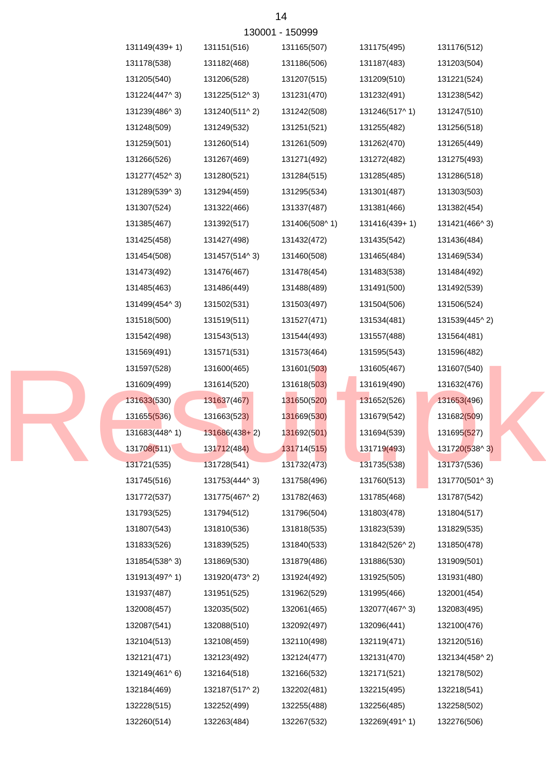130001 - 150999

| | | | | |
|---|---|---|---|---|
| 131149(439+ 1) | 131151(516) | 131165(507) | 131175(495) | 131176(512) |
| 131178(538) | 131182(468) | 131186(506) | 131187(483) | 131203(504) |
| 131205(540) | 131206(528) | 131207(515) | 131209(510) | 131221(524) |
| 131224(447^ 3) | 131225(512^ 3) | 131231(470) | 131232(491) | 131238(542) |
| 131239(486^ 3) | 131240(511^ 2) | 131242(508) | 131246(517^ 1) | 131247(510) |
| 131248(509) | 131249(532) | 131251(521) | 131255(482) | 131256(518) |
| 131259(501) | 131260(514) | 131261(509) | 131262(470) | 131265(449) |
| 131266(526) | 131267(469) | 131271(492) | 131272(482) | 131275(493) |
| 131277(452^ 3) | 131280(521) | 131284(515) | 131285(485) | 131286(518) |
| 131289(539^ 3) | 131294(459) | 131295(534) | 131301(487) | 131303(503) |
| 131307(524) | 131322(466) | 131337(487) | 131381(466) | 131382(454) |
| 131385(467) | 131392(517) | 131406(508^ 1) | 131416(439+ 1) | 131421(466^ 3) |
| 131425(458) | 131427(498) | 131432(472) | 131435(542) | 131436(484) |
| 131454(508) | 131457(514^ 3) | 131460(508) | 131465(484) | 131469(534) |
| 131473(492) | 131476(467) | 131478(454) | 131483(538) | 131484(492) |
| 131485(463) | 131486(449) | 131488(489) | 131491(500) | 131492(539) |
| 131499(454^ 3) | 131502(531) | 131503(497) | 131504(506) | 131506(524) |
| 131518(500) | 131519(511) | 131527(471) | 131534(481) | 131539(445^ 2) |
| 131542(498) | 131543(513) | 131544(493) | 131557(488) | 131564(481) |
| 131569(491) | 131571(531) | 131573(464) | 131595(543) | 131596(482) |
| 131597(528) | 131600(465) | 131601(503) | 131605(467) | 131607(540) |
| 131609(499) | 131614(520) | 131618(503) | 131619(490) | 131632(476) |
| 131633(530) | 131637(467) | 131650(520) | 131652(526) | 131653(496) |
| 131655(536) | 131663(523) | 131669(530) | 131679(542) | 131682(509) |
| 131683(448^ 1) | 131686(438+ 2) | 131692(501) | 131694(539) | 131695(527) |
| 131708(511) | 131712(484) | 131714(515) | 131719(493) | 131720(538^ 3) |
| 131721(535) | 131728(541) | 131732(473) | 131735(538) | 131737(536) |
| 131745(516) | 131753(444^ 3) | 131758(496) | 131760(513) | 131770(501^ 3) |
| 131772(537) | 131775(467^ 2) | 131782(463) | 131785(468) | 131787(542) |
| 131793(525) | 131794(512) | 131796(504) | 131803(478) | 131804(517) |
| 131807(543) | 131810(536) | 131818(535) | 131823(539) | 131829(535) |
| 131833(526) | 131839(525) | 131840(533) | 131842(526^ 2) | 131850(478) |
| 131854(538^ 3) | 131869(530) | 131879(486) | 131886(530) | 131909(501) |
| 131913(497^ 1) | 131920(473^ 2) | 131924(492) | 131925(505) | 131931(480) |
| 131937(487) | 131951(525) | 131962(529) | 131995(466) | 132001(454) |
| 132008(457) | 132035(502) | 132061(465) | 132077(467^ 3) | 132083(495) |
| 132087(541) | 132088(510) | 132092(497) | 132096(441) | 132100(476) |
| 132104(513) | 132108(459) | 132110(498) | 132119(471) | 132120(516) |
| 132121(471) | 132123(492) | 132124(477) | 132131(470) | 132134(458^ 2) |
| 132149(461^ 6) | 132164(518) | 132166(532) | 132171(521) | 132178(502) |
| 132184(469) | 132187(517^ 2) | 132202(481) | 132215(495) | 132218(541) |
| 132228(515) | 132252(499) | 132255(488) | 132256(485) | 132258(502) |
| 132260(514) | 132263(484) | 132267(532) | 132269(491^ 1) | 132276(506) |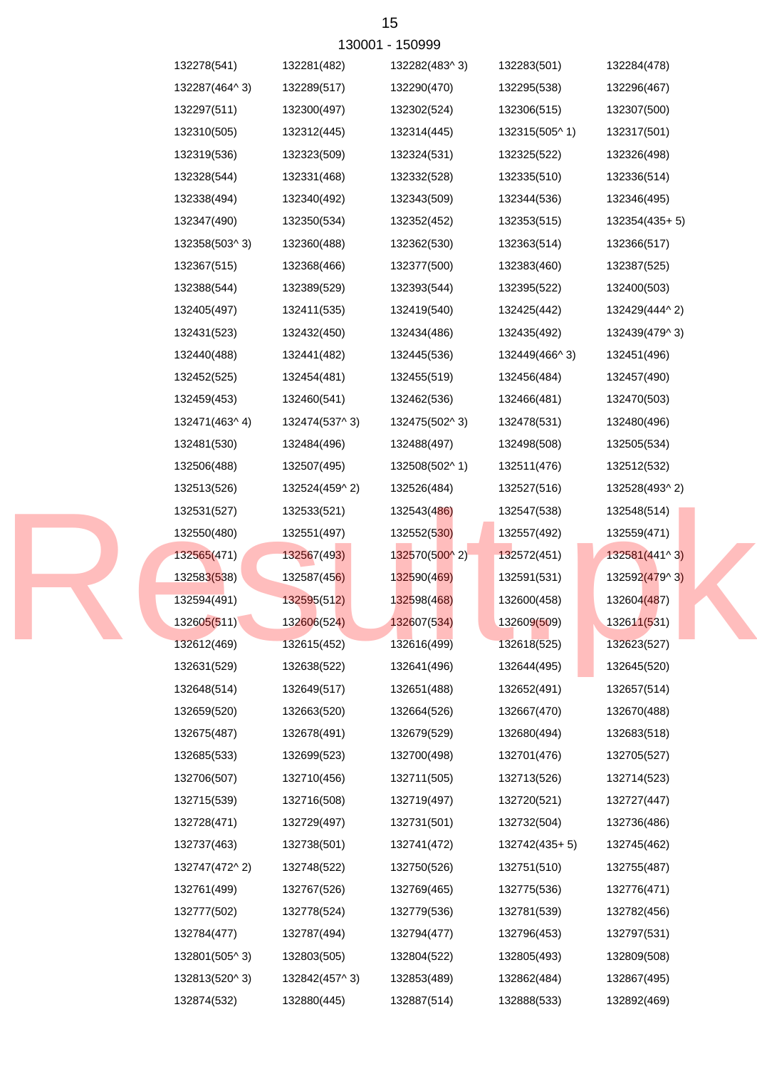130001 - 150999

| | | | | |
|---|---|---|---|---|
| 132278(541) | 132281(482) | 132282(483^ 3) | 132283(501) | 132284(478) |
| 132287(464^ 3) | 132289(517) | 132290(470) | 132295(538) | 132296(467) |
| 132297(511) | 132300(497) | 132302(524) | 132306(515) | 132307(500) |
| 132310(505) | 132312(445) | 132314(445) | 132315(505^ 1) | 132317(501) |
| 132319(536) | 132323(509) | 132324(531) | 132325(522) | 132326(498) |
| 132328(544) | 132331(468) | 132332(528) | 132335(510) | 132336(514) |
| 132338(494) | 132340(492) | 132343(509) | 132344(536) | 132346(495) |
| 132347(490) | 132350(534) | 132352(452) | 132353(515) | 132354(435+ 5) |
| 132358(503^ 3) | 132360(488) | 132362(530) | 132363(514) | 132366(517) |
| 132367(515) | 132368(466) | 132377(500) | 132383(460) | 132387(525) |
| 132388(544) | 132389(529) | 132393(544) | 132395(522) | 132400(503) |
| 132405(497) | 132411(535) | 132419(540) | 132425(442) | 132429(444^ 2) |
| 132431(523) | 132432(450) | 132434(486) | 132435(492) | 132439(479^ 3) |
| 132440(488) | 132441(482) | 132445(536) | 132449(466^ 3) | 132451(496) |
| 132452(525) | 132454(481) | 132455(519) | 132456(484) | 132457(490) |
| 132459(453) | 132460(541) | 132462(536) | 132466(481) | 132470(503) |
| 132471(463^ 4) | 132474(537^ 3) | 132475(502^ 3) | 132478(531) | 132480(496) |
| 132481(530) | 132484(496) | 132488(497) | 132498(508) | 132505(534) |
| 132506(488) | 132507(495) | 132508(502^ 1) | 132511(476) | 132512(532) |
| 132513(526) | 132524(459^ 2) | 132526(484) | 132527(516) | 132528(493^ 2) |
| 132531(527) | 132533(521) | 132543(486) | 132547(538) | 132548(514) |
| 132550(480) | 132551(497) | 132552(530) | 132557(492) | 132559(471) |
| 132565(471) | 132567(493) | 132570(500^ 2) | 132572(451) | 132581(441^ 3) |
| 132583(538) | 132587(456) | 132590(469) | 132591(531) | 132592(479^ 3) |
| 132594(491) | 132595(512) | 132598(468) | 132600(458) | 132604(487) |
| 132605(511) | 132606(524) | 132607(534) | 132609(509) | 132611(531) |
| 132612(469) | 132615(452) | 132616(499) | 132618(525) | 132623(527) |
| 132631(529) | 132638(522) | 132641(496) | 132644(495) | 132645(520) |
| 132648(514) | 132649(517) | 132651(488) | 132652(491) | 132657(514) |
| 132659(520) | 132663(520) | 132664(526) | 132667(470) | 132670(488) |
| 132675(487) | 132678(491) | 132679(529) | 132680(494) | 132683(518) |
| 132685(533) | 132699(523) | 132700(498) | 132701(476) | 132705(527) |
| 132706(507) | 132710(456) | 132711(505) | 132713(526) | 132714(523) |
| 132715(539) | 132716(508) | 132719(497) | 132720(521) | 132727(447) |
| 132728(471) | 132729(497) | 132731(501) | 132732(504) | 132736(486) |
| 132737(463) | 132738(501) | 132741(472) | 132742(435+ 5) | 132745(462) |
| 132747(472^ 2) | 132748(522) | 132750(526) | 132751(510) | 132755(487) |
| 132761(499) | 132767(526) | 132769(465) | 132775(536) | 132776(471) |
| 132777(502) | 132778(524) | 132779(536) | 132781(539) | 132782(456) |
| 132784(477) | 132787(494) | 132794(477) | 132796(453) | 132797(531) |
| 132801(505^ 3) | 132803(505) | 132804(522) | 132805(493) | 132809(508) |
| 132813(520^ 3) | 132842(457^ 3) | 132853(489) | 132862(484) | 132867(495) |
| 132874(532) | 132880(445) | 132887(514) | 132888(533) | 132892(469) |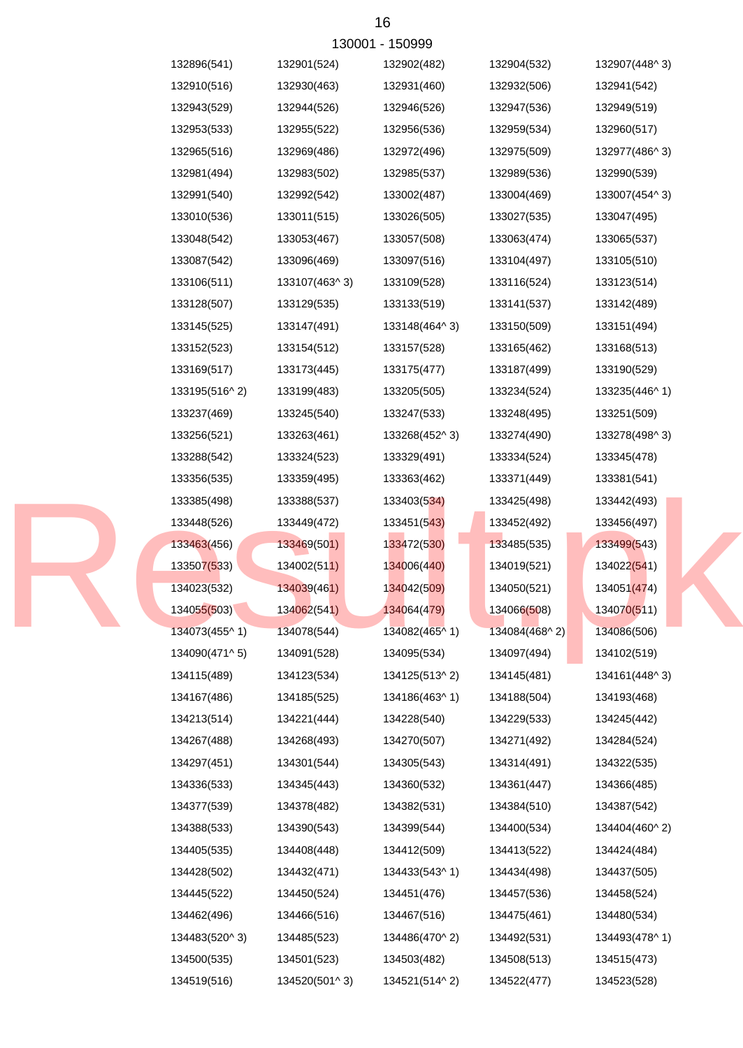130001 - 150999

| | | | | |
|---|---|---|---|---|
| 132896(541) | 132901(524) | 132902(482) | 132904(532) | 132907(448^ 3) |
| 132910(516) | 132930(463) | 132931(460) | 132932(506) | 132941(542) |
| 132943(529) | 132944(526) | 132946(526) | 132947(536) | 132949(519) |
| 132953(533) | 132955(522) | 132956(536) | 132959(534) | 132960(517) |
| 132965(516) | 132969(486) | 132972(496) | 132975(509) | 132977(486^ 3) |
| 132981(494) | 132983(502) | 132985(537) | 132989(536) | 132990(539) |
| 132991(540) | 132992(542) | 133002(487) | 133004(469) | 133007(454^ 3) |
| 133010(536) | 133011(515) | 133026(505) | 133027(535) | 133047(495) |
| 133048(542) | 133053(467) | 133057(508) | 133063(474) | 133065(537) |
| 133087(542) | 133096(469) | 133097(516) | 133104(497) | 133105(510) |
| 133106(511) | 133107(463^ 3) | 133109(528) | 133116(524) | 133123(514) |
| 133128(507) | 133129(535) | 133133(519) | 133141(537) | 133142(489) |
| 133145(525) | 133147(491) | 133148(464^ 3) | 133150(509) | 133151(494) |
| 133152(523) | 133154(512) | 133157(528) | 133165(462) | 133168(513) |
| 133169(517) | 133173(445) | 133175(477) | 133187(499) | 133190(529) |
| 133195(516^ 2) | 133199(483) | 133205(505) | 133234(524) | 133235(446^ 1) |
| 133237(469) | 133245(540) | 133247(533) | 133248(495) | 133251(509) |
| 133256(521) | 133263(461) | 133268(452^ 3) | 133274(490) | 133278(498^ 3) |
| 133288(542) | 133324(523) | 133329(491) | 133334(524) | 133345(478) |
| 133356(535) | 133359(495) | 133363(462) | 133371(449) | 133381(541) |
| 133385(498) | 133388(537) | 133403(534) | 133425(498) | 133442(493) |
| 133448(526) | 133449(472) | 133451(543) | 133452(492) | 133456(497) |
| 133463(456) | 133469(501) | 133472(530) | 133485(535) | 133499(543) |
| 133507(533) | 134002(511) | 134006(440) | 134019(521) | 134022(541) |
| 134023(532) | 134039(461) | 134042(509) | 134050(521) | 134051(474) |
| 134055(503) | 134062(541) | 134064(479) | 134066(508) | 134070(511) |
| 134073(455^ 1) | 134078(544) | 134082(465^ 1) | 134084(468^ 2) | 134086(506) |
| 134090(471^ 5) | 134091(528) | 134095(534) | 134097(494) | 134102(519) |
| 134115(489) | 134123(534) | 134125(513^ 2) | 134145(481) | 134161(448^ 3) |
| 134167(486) | 134185(525) | 134186(463^ 1) | 134188(504) | 134193(468) |
| 134213(514) | 134221(444) | 134228(540) | 134229(533) | 134245(442) |
| 134267(488) | 134268(493) | 134270(507) | 134271(492) | 134284(524) |
| 134297(451) | 134301(544) | 134305(543) | 134314(491) | 134322(535) |
| 134336(533) | 134345(443) | 134360(532) | 134361(447) | 134366(485) |
| 134377(539) | 134378(482) | 134382(531) | 134384(510) | 134387(542) |
| 134388(533) | 134390(543) | 134399(544) | 134400(534) | 134404(460^ 2) |
| 134405(535) | 134408(448) | 134412(509) | 134413(522) | 134424(484) |
| 134428(502) | 134432(471) | 134433(543^ 1) | 134434(498) | 134437(505) |
| 134445(522) | 134450(524) | 134451(476) | 134457(536) | 134458(524) |
| 134462(496) | 134466(516) | 134467(516) | 134475(461) | 134480(534) |
| 134483(520^ 3) | 134485(523) | 134486(470^ 2) | 134492(531) | 134493(478^ 1) |
| 134500(535) | 134501(523) | 134503(482) | 134508(513) | 134515(473) |
| 134519(516) | 134520(501^ 3) | 134521(514^ 2) | 134522(477) | 134523(528) |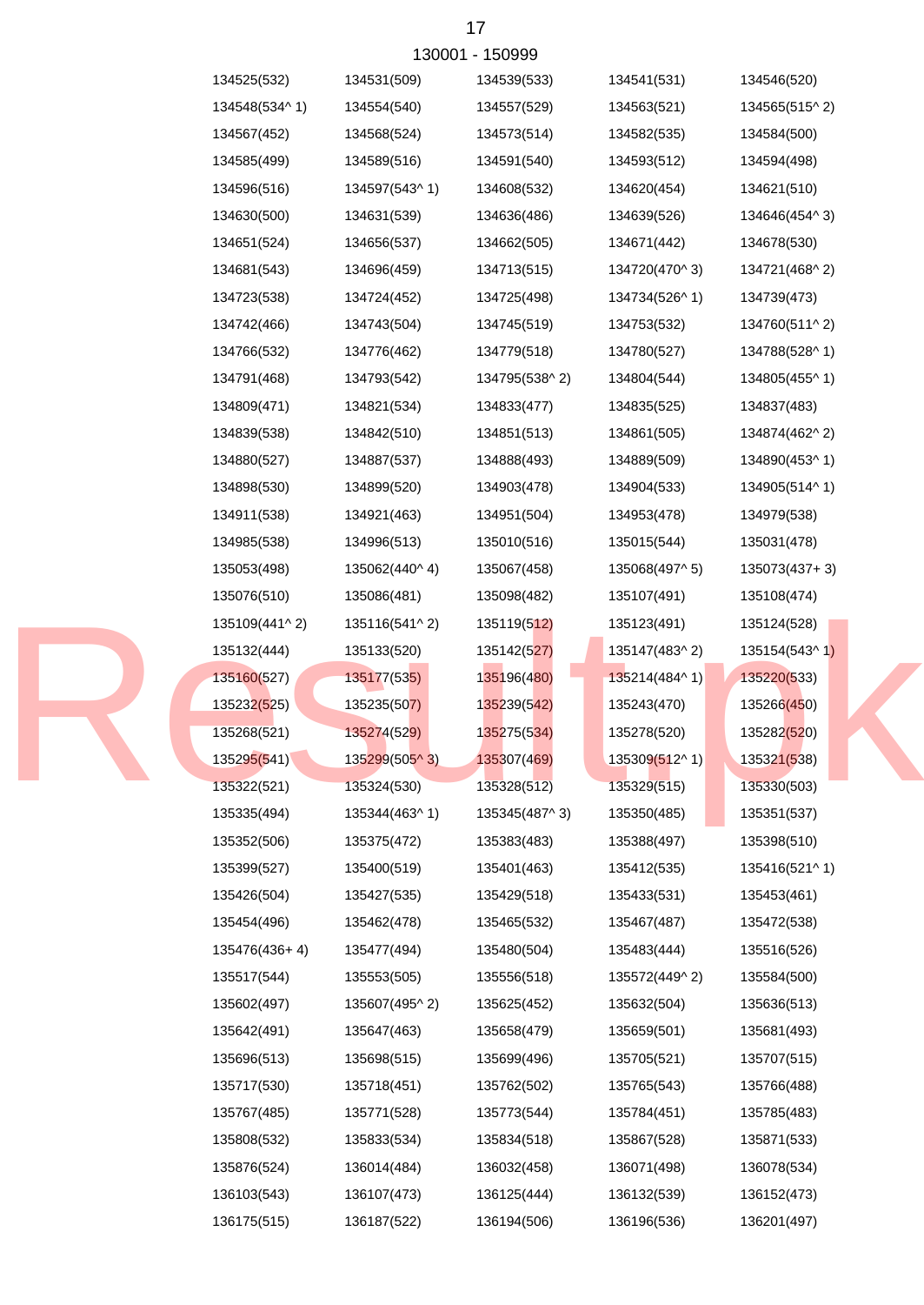130001 - 150999

| | | | | |
|---|---|---|---|---|
| 134525(532) | 134531(509) | 134539(533) | 134541(531) | 134546(520) |
| 134548(534^ 1) | 134554(540) | 134557(529) | 134563(521) | 134565(515^ 2) |
| 134567(452) | 134568(524) | 134573(514) | 134582(535) | 134584(500) |
| 134585(499) | 134589(516) | 134591(540) | 134593(512) | 134594(498) |
| 134596(516) | 134597(543^ 1) | 134608(532) | 134620(454) | 134621(510) |
| 134630(500) | 134631(539) | 134636(486) | 134639(526) | 134646(454^ 3) |
| 134651(524) | 134656(537) | 134662(505) | 134671(442) | 134678(530) |
| 134681(543) | 134696(459) | 134713(515) | 134720(470^ 3) | 134721(468^ 2) |
| 134723(538) | 134724(452) | 134725(498) | 134734(526^ 1) | 134739(473) |
| 134742(466) | 134743(504) | 134745(519) | 134753(532) | 134760(511^ 2) |
| 134766(532) | 134776(462) | 134779(518) | 134780(527) | 134788(528^ 1) |
| 134791(468) | 134793(542) | 134795(538^ 2) | 134804(544) | 134805(455^ 1) |
| 134809(471) | 134821(534) | 134833(477) | 134835(525) | 134837(483) |
| 134839(538) | 134842(510) | 134851(513) | 134861(505) | 134874(462^ 2) |
| 134880(527) | 134887(537) | 134888(493) | 134889(509) | 134890(453^ 1) |
| 134898(530) | 134899(520) | 134903(478) | 134904(533) | 134905(514^ 1) |
| 134911(538) | 134921(463) | 134951(504) | 134953(478) | 134979(538) |
| 134985(538) | 134996(513) | 135010(516) | 135015(544) | 135031(478) |
| 135053(498) | 135062(440^ 4) | 135067(458) | 135068(497^ 5) | 135073(437+ 3) |
| 135076(510) | 135086(481) | 135098(482) | 135107(491) | 135108(474) |
| 135109(441^ 2) | 135116(541^ 2) | 135119(512) | 135123(491) | 135124(528) |
| 135132(444) | 135133(520) | 135142(527) | 135147(483^ 2) | 135154(543^ 1) |
| 135160(527) | 135177(535) | 135196(480) | 135214(484^ 1) | 135220(533) |
| 135232(525) | 135235(507) | 135239(542) | 135243(470) | 135266(450) |
| 135268(521) | 135274(529) | 135275(534) | 135278(520) | 135282(520) |
| 135295(541) | 135299(505^ 3) | 135307(469) | 135309(512^ 1) | 135321(538) |
| 135322(521) | 135324(530) | 135328(512) | 135329(515) | 135330(503) |
| 135335(494) | 135344(463^ 1) | 135345(487^ 3) | 135350(485) | 135351(537) |
| 135352(506) | 135375(472) | 135383(483) | 135388(497) | 135398(510) |
| 135399(527) | 135400(519) | 135401(463) | 135412(535) | 135416(521^ 1) |
| 135426(504) | 135427(535) | 135429(518) | 135433(531) | 135453(461) |
| 135454(496) | 135462(478) | 135465(532) | 135467(487) | 135472(538) |
| 135476(436+ 4) | 135477(494) | 135480(504) | 135483(444) | 135516(526) |
| 135517(544) | 135553(505) | 135556(518) | 135572(449^ 2) | 135584(500) |
| 135602(497) | 135607(495^ 2) | 135625(452) | 135632(504) | 135636(513) |
| 135642(491) | 135647(463) | 135658(479) | 135659(501) | 135681(493) |
| 135696(513) | 135698(515) | 135699(496) | 135705(521) | 135707(515) |
| 135717(530) | 135718(451) | 135762(502) | 135765(543) | 135766(488) |
| 135767(485) | 135771(528) | 135773(544) | 135784(451) | 135785(483) |
| 135808(532) | 135833(534) | 135834(518) | 135867(528) | 135871(533) |
| 135876(524) | 136014(484) | 136032(458) | 136071(498) | 136078(534) |
| 136103(543) | 136107(473) | 136125(444) | 136132(539) | 136152(473) |
| 136175(515) | 136187(522) | 136194(506) | 136196(536) | 136201(497) |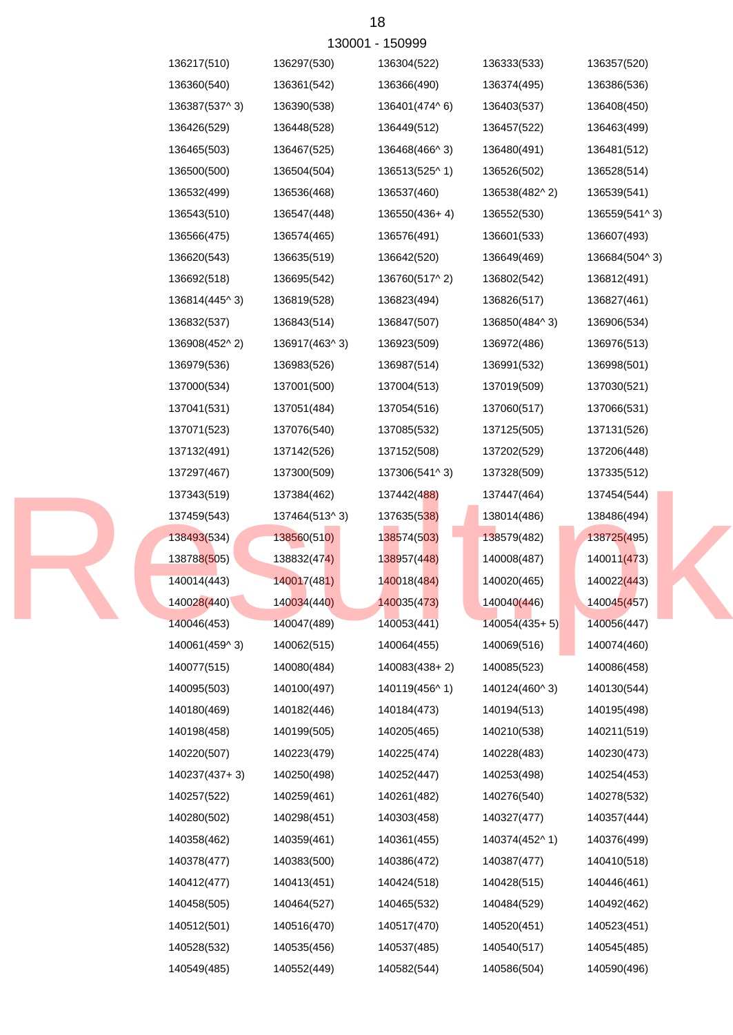130001 - 150999

| | | | | |
|---|---|---|---|---|
| 136217(510) | 136297(530) | 136304(522) | 136333(533) | 136357(520) |
| 136360(540) | 136361(542) | 136366(490) | 136374(495) | 136386(536) |
| 136387(537^ 3) | 136390(538) | 136401(474^ 6) | 136403(537) | 136408(450) |
| 136426(529) | 136448(528) | 136449(512) | 136457(522) | 136463(499) |
| 136465(503) | 136467(525) | 136468(466^ 3) | 136480(491) | 136481(512) |
| 136500(500) | 136504(504) | 136513(525^ 1) | 136526(502) | 136528(514) |
| 136532(499) | 136536(468) | 136537(460) | 136538(482^ 2) | 136539(541) |
| 136543(510) | 136547(448) | 136550(436+ 4) | 136552(530) | 136559(541^ 3) |
| 136566(475) | 136574(465) | 136576(491) | 136601(533) | 136607(493) |
| 136620(543) | 136635(519) | 136642(520) | 136649(469) | 136684(504^ 3) |
| 136692(518) | 136695(542) | 136760(517^ 2) | 136802(542) | 136812(491) |
| 136814(445^ 3) | 136819(528) | 136823(494) | 136826(517) | 136827(461) |
| 136832(537) | 136843(514) | 136847(507) | 136850(484^ 3) | 136906(534) |
| 136908(452^ 2) | 136917(463^ 3) | 136923(509) | 136972(486) | 136976(513) |
| 136979(536) | 136983(526) | 136987(514) | 136991(532) | 136998(501) |
| 137000(534) | 137001(500) | 137004(513) | 137019(509) | 137030(521) |
| 137041(531) | 137051(484) | 137054(516) | 137060(517) | 137066(531) |
| 137071(523) | 137076(540) | 137085(532) | 137125(505) | 137131(526) |
| 137132(491) | 137142(526) | 137152(508) | 137202(529) | 137206(448) |
| 137297(467) | 137300(509) | 137306(541^ 3) | 137328(509) | 137335(512) |
| 137343(519) | 137384(462) | 137442(488) | 137447(464) | 137454(544) |
| 137459(543) | 137464(513^ 3) | 137635(538) | 138014(486) | 138486(494) |
| 138493(534) | 138560(510) | 138574(503) | 138579(482) | 138725(495) |
| 138788(505) | 138832(474) | 138957(448) | 140008(487) | 140011(473) |
| 140014(443) | 140017(481) | 140018(484) | 140020(465) | 140022(443) |
| 140028(440) | 140034(440) | 140035(473) | 140040(446) | 140045(457) |
| 140046(453) | 140047(489) | 140053(441) | 140054(435+ 5) | 140056(447) |
| 140061(459^ 3) | 140062(515) | 140064(455) | 140069(516) | 140074(460) |
| 140077(515) | 140080(484) | 140083(438+ 2) | 140085(523) | 140086(458) |
| 140095(503) | 140100(497) | 140119(456^ 1) | 140124(460^ 3) | 140130(544) |
| 140180(469) | 140182(446) | 140184(473) | 140194(513) | 140195(498) |
| 140198(458) | 140199(505) | 140205(465) | 140210(538) | 140211(519) |
| 140220(507) | 140223(479) | 140225(474) | 140228(483) | 140230(473) |
| 140237(437+ 3) | 140250(498) | 140252(447) | 140253(498) | 140254(453) |
| 140257(522) | 140259(461) | 140261(482) | 140276(540) | 140278(532) |
| 140280(502) | 140298(451) | 140303(458) | 140327(477) | 140357(444) |
| 140358(462) | 140359(461) | 140361(455) | 140374(452^ 1) | 140376(499) |
| 140378(477) | 140383(500) | 140386(472) | 140387(477) | 140410(518) |
| 140412(477) | 140413(451) | 140424(518) | 140428(515) | 140446(461) |
| 140458(505) | 140464(527) | 140465(532) | 140484(529) | 140492(462) |
| 140512(501) | 140516(470) | 140517(470) | 140520(451) | 140523(451) |
| 140528(532) | 140535(456) | 140537(485) | 140540(517) | 140545(485) |
| 140549(485) | 140552(449) | 140582(544) | 140586(504) | 140590(496) |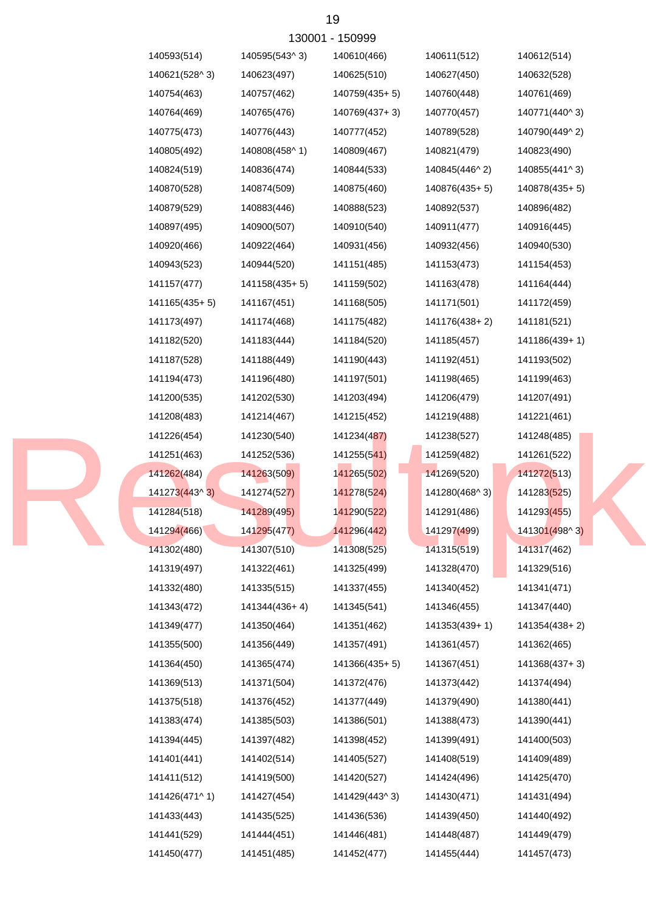130001 - 150999

| | | | | |
|---|---|---|---|---|
| 140593(514) | 140595(543^ 3) | 140610(466) | 140611(512) | 140612(514) |
| 140621(528^ 3) | 140623(497) | 140625(510) | 140627(450) | 140632(528) |
| 140754(463) | 140757(462) | 140759(435+ 5) | 140760(448) | 140761(469) |
| 140764(469) | 140765(476) | 140769(437+ 3) | 140770(457) | 140771(440^ 3) |
| 140775(473) | 140776(443) | 140777(452) | 140789(528) | 140790(449^ 2) |
| 140805(492) | 140808(458^ 1) | 140809(467) | 140821(479) | 140823(490) |
| 140824(519) | 140836(474) | 140844(533) | 140845(446^ 2) | 140855(441^ 3) |
| 140870(528) | 140874(509) | 140875(460) | 140876(435+ 5) | 140878(435+ 5) |
| 140879(529) | 140883(446) | 140888(523) | 140892(537) | 140896(482) |
| 140897(495) | 140900(507) | 140910(540) | 140911(477) | 140916(445) |
| 140920(466) | 140922(464) | 140931(456) | 140932(456) | 140940(530) |
| 140943(523) | 140944(520) | 141151(485) | 141153(473) | 141154(453) |
| 141157(477) | 141158(435+ 5) | 141159(502) | 141163(478) | 141164(444) |
| 141165(435+ 5) | 141167(451) | 141168(505) | 141171(501) | 141172(459) |
| 141173(497) | 141174(468) | 141175(482) | 141176(438+ 2) | 141181(521) |
| 141182(520) | 141183(444) | 141184(520) | 141185(457) | 141186(439+ 1) |
| 141187(528) | 141188(449) | 141190(443) | 141192(451) | 141193(502) |
| 141194(473) | 141196(480) | 141197(501) | 141198(465) | 141199(463) |
| 141200(535) | 141202(530) | 141203(494) | 141206(479) | 141207(491) |
| 141208(483) | 141214(467) | 141215(452) | 141219(488) | 141221(461) |
| 141226(454) | 141230(540) | 141234(487) | 141238(527) | 141248(485) |
| 141251(463) | 141252(536) | 141255(541) | 141259(482) | 141261(522) |
| 141262(484) | 141263(509) | 141265(502) | 141269(520) | 141272(513) |
| 141273(443^ 3) | 141274(527) | 141278(524) | 141280(468^ 3) | 141283(525) |
| 141284(518) | 141289(495) | 141290(522) | 141291(486) | 141293(455) |
| 141294(466) | 141295(477) | 141296(442) | 141297(499) | 141301(498^ 3) |
| 141302(480) | 141307(510) | 141308(525) | 141315(519) | 141317(462) |
| 141319(497) | 141322(461) | 141325(499) | 141328(470) | 141329(516) |
| 141332(480) | 141335(515) | 141337(455) | 141340(452) | 141341(471) |
| 141343(472) | 141344(436+ 4) | 141345(541) | 141346(455) | 141347(440) |
| 141349(477) | 141350(464) | 141351(462) | 141353(439+ 1) | 141354(438+ 2) |
| 141355(500) | 141356(449) | 141357(491) | 141361(457) | 141362(465) |
| 141364(450) | 141365(474) | 141366(435+ 5) | 141367(451) | 141368(437+ 3) |
| 141369(513) | 141371(504) | 141372(476) | 141373(442) | 141374(494) |
| 141375(518) | 141376(452) | 141377(449) | 141379(490) | 141380(441) |
| 141383(474) | 141385(503) | 141386(501) | 141388(473) | 141390(441) |
| 141394(445) | 141397(482) | 141398(452) | 141399(491) | 141400(503) |
| 141401(441) | 141402(514) | 141405(527) | 141408(519) | 141409(489) |
| 141411(512) | 141419(500) | 141420(527) | 141424(496) | 141425(470) |
| 141426(471^ 1) | 141427(454) | 141429(443^ 3) | 141430(471) | 141431(494) |
| 141433(443) | 141435(525) | 141436(536) | 141439(450) | 141440(492) |
| 141441(529) | 141444(451) | 141446(481) | 141448(487) | 141449(479) |
| 141450(477) | 141451(485) | 141452(477) | 141455(444) | 141457(473) |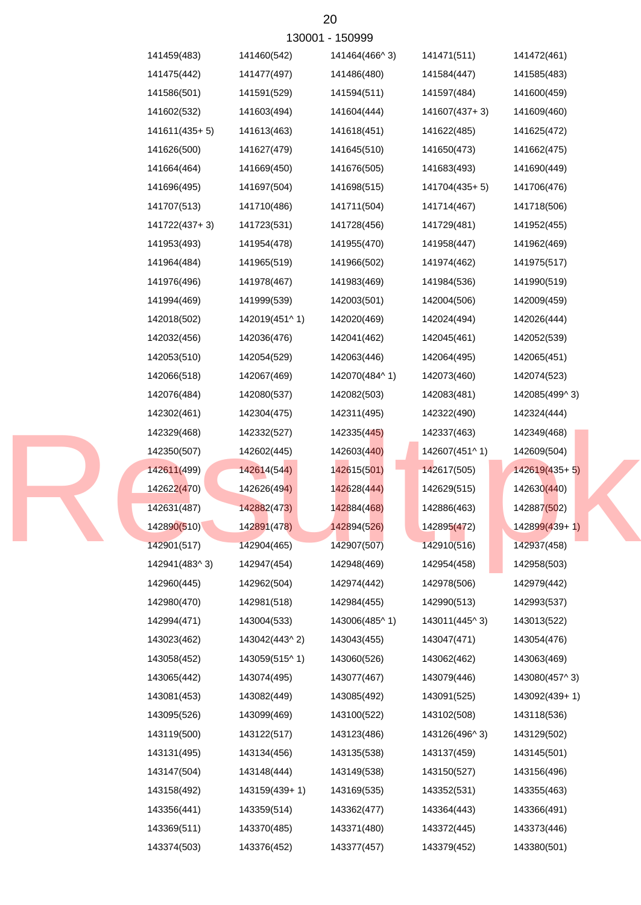130001 - 150999

| | | | | |
|---|---|---|---|---|
| 141459(483) | 141460(542) | 141464(466^ 3) | 141471(511) | 141472(461) |
| 141475(442) | 141477(497) | 141486(480) | 141584(447) | 141585(483) |
| 141586(501) | 141591(529) | 141594(511) | 141597(484) | 141600(459) |
| 141602(532) | 141603(494) | 141604(444) | 141607(437+ 3) | 141609(460) |
| 141611(435+ 5) | 141613(463) | 141618(451) | 141622(485) | 141625(472) |
| 141626(500) | 141627(479) | 141645(510) | 141650(473) | 141662(475) |
| 141664(464) | 141669(450) | 141676(505) | 141683(493) | 141690(449) |
| 141696(495) | 141697(504) | 141698(515) | 141704(435+ 5) | 141706(476) |
| 141707(513) | 141710(486) | 141711(504) | 141714(467) | 141718(506) |
| 141722(437+ 3) | 141723(531) | 141728(456) | 141729(481) | 141952(455) |
| 141953(493) | 141954(478) | 141955(470) | 141958(447) | 141962(469) |
| 141964(484) | 141965(519) | 141966(502) | 141974(462) | 141975(517) |
| 141976(496) | 141978(467) | 141983(469) | 141984(536) | 141990(519) |
| 141994(469) | 141999(539) | 142003(501) | 142004(506) | 142009(459) |
| 142018(502) | 142019(451^ 1) | 142020(469) | 142024(494) | 142026(444) |
| 142032(456) | 142036(476) | 142041(462) | 142045(461) | 142052(539) |
| 142053(510) | 142054(529) | 142063(446) | 142064(495) | 142065(451) |
| 142066(518) | 142067(469) | 142070(484^ 1) | 142073(460) | 142074(523) |
| 142076(484) | 142080(537) | 142082(503) | 142083(481) | 142085(499^ 3) |
| 142302(461) | 142304(475) | 142311(495) | 142322(490) | 142324(444) |
| 142329(468) | 142332(527) | 142335(445) | 142337(463) | 142349(468) |
| 142350(507) | 142602(445) | 142603(440) | 142607(451^ 1) | 142609(504) |
| 142611(499) | 142614(544) | 142615(501) | 142617(505) | 142619(435+ 5) |
| 142622(470) | 142626(494) | 142628(444) | 142629(515) | 142630(440) |
| 142631(487) | 142882(473) | 142884(468) | 142886(463) | 142887(502) |
| 142890(510) | 142891(478) | 142894(526) | 142895(472) | 142899(439+ 1) |
| 142901(517) | 142904(465) | 142907(507) | 142910(516) | 142937(458) |
| 142941(483^ 3) | 142947(454) | 142948(469) | 142954(458) | 142958(503) |
| 142960(445) | 142962(504) | 142974(442) | 142978(506) | 142979(442) |
| 142980(470) | 142981(518) | 142984(455) | 142990(513) | 142993(537) |
| 142994(471) | 143004(533) | 143006(485^ 1) | 143011(445^ 3) | 143013(522) |
| 143023(462) | 143042(443^ 2) | 143043(455) | 143047(471) | 143054(476) |
| 143058(452) | 143059(515^ 1) | 143060(526) | 143062(462) | 143063(469) |
| 143065(442) | 143074(495) | 143077(467) | 143079(446) | 143080(457^ 3) |
| 143081(453) | 143082(449) | 143085(492) | 143091(525) | 143092(439+ 1) |
| 143095(526) | 143099(469) | 143100(522) | 143102(508) | 143118(536) |
| 143119(500) | 143122(517) | 143123(486) | 143126(496^ 3) | 143129(502) |
| 143131(495) | 143134(456) | 143135(538) | 143137(459) | 143145(501) |
| 143147(504) | 143148(444) | 143149(538) | 143150(527) | 143156(496) |
| 143158(492) | 143159(439+ 1) | 143169(535) | 143352(531) | 143355(463) |
| 143356(441) | 143359(514) | 143362(477) | 143364(443) | 143366(491) |
| 143369(511) | 143370(485) | 143371(480) | 143372(445) | 143373(446) |
| 143374(503) | 143376(452) | 143377(457) | 143379(452) | 143380(501) |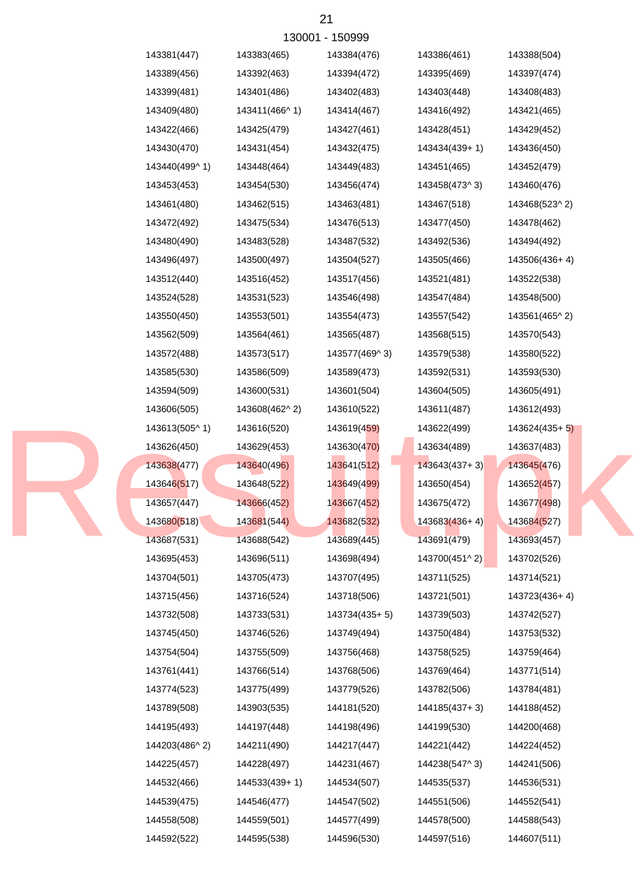130001 - 150999

| | | | | |
|---|---|---|---|---|
| 143381(447) | 143383(465) | 143384(476) | 143386(461) | 143388(504) |
| 143389(456) | 143392(463) | 143394(472) | 143395(469) | 143397(474) |
| 143399(481) | 143401(486) | 143402(483) | 143403(448) | 143408(483) |
| 143409(480) | 143411(466^ 1) | 143414(467) | 143416(492) | 143421(465) |
| 143422(466) | 143425(479) | 143427(461) | 143428(451) | 143429(452) |
| 143430(470) | 143431(454) | 143432(475) | 143434(439+ 1) | 143436(450) |
| 143440(499^ 1) | 143448(464) | 143449(483) | 143451(465) | 143452(479) |
| 143453(453) | 143454(530) | 143456(474) | 143458(473^ 3) | 143460(476) |
| 143461(480) | 143462(515) | 143463(481) | 143467(518) | 143468(523^ 2) |
| 143472(492) | 143475(534) | 143476(513) | 143477(450) | 143478(462) |
| 143480(490) | 143483(528) | 143487(532) | 143492(536) | 143494(492) |
| 143496(497) | 143500(497) | 143504(527) | 143505(466) | 143506(436+ 4) |
| 143512(440) | 143516(452) | 143517(456) | 143521(481) | 143522(538) |
| 143524(528) | 143531(523) | 143546(498) | 143547(484) | 143548(500) |
| 143550(450) | 143553(501) | 143554(473) | 143557(542) | 143561(465^ 2) |
| 143562(509) | 143564(461) | 143565(487) | 143568(515) | 143570(543) |
| 143572(488) | 143573(517) | 143577(469^ 3) | 143579(538) | 143580(522) |
| 143585(530) | 143586(509) | 143589(473) | 143592(531) | 143593(530) |
| 143594(509) | 143600(531) | 143601(504) | 143604(505) | 143605(491) |
| 143606(505) | 143608(462^ 2) | 143610(522) | 143611(487) | 143612(493) |
| 143613(505^ 1) | 143616(520) | 143619(459) | 143622(499) | 143624(435+ 5) |
| 143626(450) | 143629(453) | 143630(470) | 143634(489) | 143637(483) |
| 143638(477) | 143640(496) | 143641(512) | 143643(437+ 3) | 143645(476) |
| 143646(517) | 143648(522) | 143649(499) | 143650(454) | 143652(457) |
| 143657(447) | 143666(452) | 143667(452) | 143675(472) | 143677(498) |
| 143680(518) | 143681(544) | 143682(532) | 143683(436+ 4) | 143684(527) |
| 143687(531) | 143688(542) | 143689(445) | 143691(479) | 143693(457) |
| 143695(453) | 143696(511) | 143698(494) | 143700(451^ 2) | 143702(526) |
| 143704(501) | 143705(473) | 143707(495) | 143711(525) | 143714(521) |
| 143715(456) | 143716(524) | 143718(506) | 143721(501) | 143723(436+ 4) |
| 143732(508) | 143733(531) | 143734(435+ 5) | 143739(503) | 143742(527) |
| 143745(450) | 143746(526) | 143749(494) | 143750(484) | 143753(532) |
| 143754(504) | 143755(509) | 143756(468) | 143758(525) | 143759(464) |
| 143761(441) | 143766(514) | 143768(506) | 143769(464) | 143771(514) |
| 143774(523) | 143775(499) | 143779(526) | 143782(506) | 143784(481) |
| 143789(508) | 143903(535) | 144181(520) | 144185(437+ 3) | 144188(452) |
| 144195(493) | 144197(448) | 144198(496) | 144199(530) | 144200(468) |
| 144203(486^ 2) | 144211(490) | 144217(447) | 144221(442) | 144224(452) |
| 144225(457) | 144228(497) | 144231(467) | 144238(547^ 3) | 144241(506) |
| 144532(466) | 144533(439+ 1) | 144534(507) | 144535(537) | 144536(531) |
| 144539(475) | 144546(477) | 144547(502) | 144551(506) | 144552(541) |
| 144558(508) | 144559(501) | 144577(499) | 144578(500) | 144588(543) |
| 144592(522) | 144595(538) | 144596(530) | 144597(516) | 144607(511) |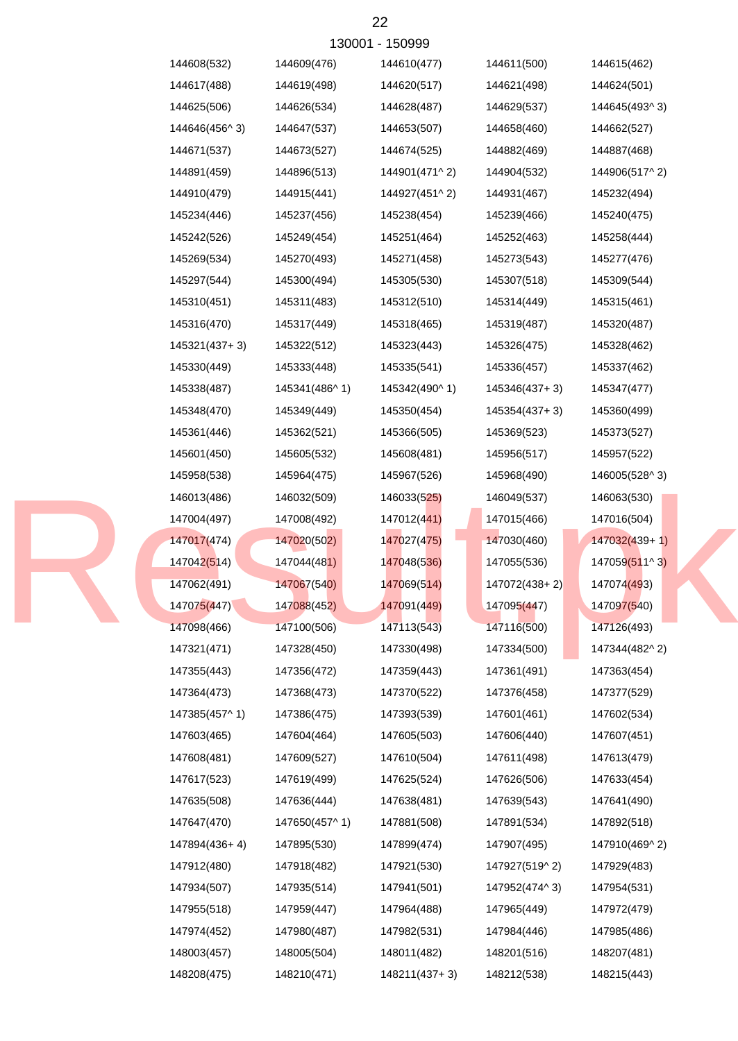130001 - 150999

| | | | | |
|---|---|---|---|---|
| 144608(532) | 144609(476) | 144610(477) | 144611(500) | 144615(462) |
| 144617(488) | 144619(498) | 144620(517) | 144621(498) | 144624(501) |
| 144625(506) | 144626(534) | 144628(487) | 144629(537) | 144645(493^ 3) |
| 144646(456^ 3) | 144647(537) | 144653(507) | 144658(460) | 144662(527) |
| 144671(537) | 144673(527) | 144674(525) | 144882(469) | 144887(468) |
| 144891(459) | 144896(513) | 144901(471^ 2) | 144904(532) | 144906(517^ 2) |
| 144910(479) | 144915(441) | 144927(451^ 2) | 144931(467) | 145232(494) |
| 145234(446) | 145237(456) | 145238(454) | 145239(466) | 145240(475) |
| 145242(526) | 145249(454) | 145251(464) | 145252(463) | 145258(444) |
| 145269(534) | 145270(493) | 145271(458) | 145273(543) | 145277(476) |
| 145297(544) | 145300(494) | 145305(530) | 145307(518) | 145309(544) |
| 145310(451) | 145311(483) | 145312(510) | 145314(449) | 145315(461) |
| 145316(470) | 145317(449) | 145318(465) | 145319(487) | 145320(487) |
| 145321(437+ 3) | 145322(512) | 145323(443) | 145326(475) | 145328(462) |
| 145330(449) | 145333(448) | 145335(541) | 145336(457) | 145337(462) |
| 145338(487) | 145341(486^ 1) | 145342(490^ 1) | 145346(437+ 3) | 145347(477) |
| 145348(470) | 145349(449) | 145350(454) | 145354(437+ 3) | 145360(499) |
| 145361(446) | 145362(521) | 145366(505) | 145369(523) | 145373(527) |
| 145601(450) | 145605(532) | 145608(481) | 145956(517) | 145957(522) |
| 145958(538) | 145964(475) | 145967(526) | 145968(490) | 146005(528^ 3) |
| 146013(486) | 146032(509) | 146033(525) | 146049(537) | 146063(530) |
| 147004(497) | 147008(492) | 147012(441) | 147015(466) | 147016(504) |
| 147017(474) | 147020(502) | 147027(475) | 147030(460) | 147032(439+ 1) |
| 147042(514) | 147044(481) | 147048(536) | 147055(536) | 147059(511^ 3) |
| 147062(491) | 147067(540) | 147069(514) | 147072(438+ 2) | 147074(493) |
| 147075(447) | 147088(452) | 147091(449) | 147095(447) | 147097(540) |
| 147098(466) | 147100(506) | 147113(543) | 147116(500) | 147126(493) |
| 147321(471) | 147328(450) | 147330(498) | 147334(500) | 147344(482^ 2) |
| 147355(443) | 147356(472) | 147359(443) | 147361(491) | 147363(454) |
| 147364(473) | 147368(473) | 147370(522) | 147376(458) | 147377(529) |
| 147385(457^ 1) | 147386(475) | 147393(539) | 147601(461) | 147602(534) |
| 147603(465) | 147604(464) | 147605(503) | 147606(440) | 147607(451) |
| 147608(481) | 147609(527) | 147610(504) | 147611(498) | 147613(479) |
| 147617(523) | 147619(499) | 147625(524) | 147626(506) | 147633(454) |
| 147635(508) | 147636(444) | 147638(481) | 147639(543) | 147641(490) |
| 147647(470) | 147650(457^ 1) | 147881(508) | 147891(534) | 147892(518) |
| 147894(436+ 4) | 147895(530) | 147899(474) | 147907(495) | 147910(469^ 2) |
| 147912(480) | 147918(482) | 147921(530) | 147927(519^ 2) | 147929(483) |
| 147934(507) | 147935(514) | 147941(501) | 147952(474^ 3) | 147954(531) |
| 147955(518) | 147959(447) | 147964(488) | 147965(449) | 147972(479) |
| 147974(452) | 147980(487) | 147982(531) | 147984(446) | 147985(486) |
| 148003(457) | 148005(504) | 148011(482) | 148201(516) | 148207(481) |
| 148208(475) | 148210(471) | 148211(437+ 3) | 148212(538) | 148215(443) |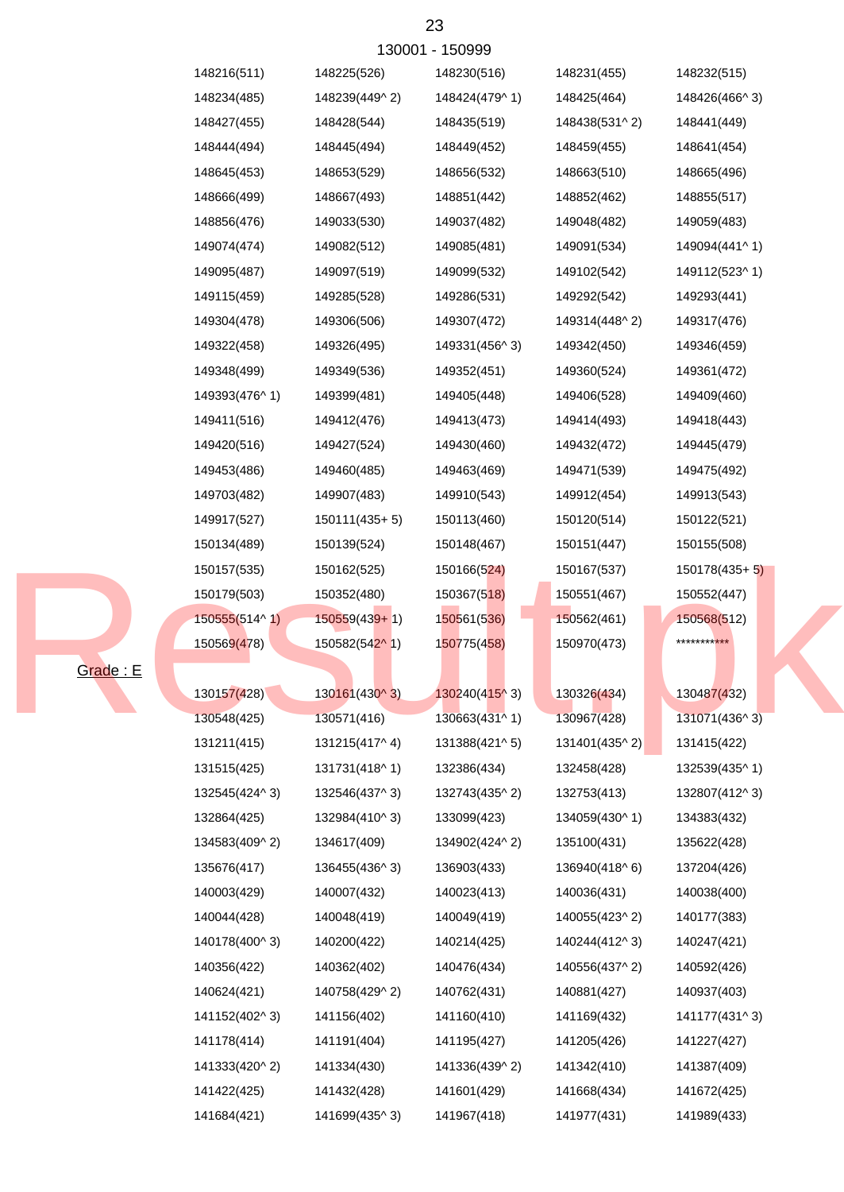130001 - 150999

| | | | | |
|---|---|---|---|---|
| 148216(511) | 148225(526) | 148230(516) | 148231(455) | 148232(515) |
| 148234(485) | 148239(449^ 2) | 148424(479^ 1) | 148425(464) | 148426(466^ 3) |
| 148427(455) | 148428(544) | 148435(519) | 148438(531^ 2) | 148441(449) |
| 148444(494) | 148445(494) | 148449(452) | 148459(455) | 148641(454) |
| 148645(453) | 148653(529) | 148656(532) | 148663(510) | 148665(496) |
| 148666(499) | 148667(493) | 148851(442) | 148852(462) | 148855(517) |
| 148856(476) | 149033(530) | 149037(482) | 149048(482) | 149059(483) |
| 149074(474) | 149082(512) | 149085(481) | 149091(534) | 149094(441^ 1) |
| 149095(487) | 149097(519) | 149099(532) | 149102(542) | 149112(523^ 1) |
| 149115(459) | 149285(528) | 149286(531) | 149292(542) | 149293(441) |
| 149304(478) | 149306(506) | 149307(472) | 149314(448^ 2) | 149317(476) |
| 149322(458) | 149326(495) | 149331(456^ 3) | 149342(450) | 149346(459) |
| 149348(499) | 149349(536) | 149352(451) | 149360(524) | 149361(472) |
| 149393(476^ 1) | 149399(481) | 149405(448) | 149406(528) | 149409(460) |
| 149411(516) | 149412(476) | 149413(473) | 149414(493) | 149418(443) |
| 149420(516) | 149427(524) | 149430(460) | 149432(472) | 149445(479) |
| 149453(486) | 149460(485) | 149463(469) | 149471(539) | 149475(492) |
| 149703(482) | 149907(483) | 149910(543) | 149912(454) | 149913(543) |
| 149917(527) | 150111(435+ 5) | 150113(460) | 150120(514) | 150122(521) |
| 150134(489) | 150139(524) | 150148(467) | 150151(447) | 150155(508) |
| 150157(535) | 150162(525) | 150166(524) | 150167(537) | 150178(435+ 5) |
| 150179(503) | 150352(480) | 150367(518) | 150551(467) | 150552(447) |
| 150555(514^ 1) | 150559(439+ 1) | 150561(536) | 150562(461) | 150568(512) |
| 150569(478) | 150582(542^ 1) | 150775(458) | 150970(473) | *********** |

Grade : E

| | | | | |
|---|---|---|---|---|
| 130157(428) | 130161(430^ 3) | 130240(415^ 3) | 130326(434) | 130487(432) |
| 130548(425) | 130571(416) | 130663(431^ 1) | 130967(428) | 131071(436^ 3) |
| 131211(415) | 131215(417^ 4) | 131388(421^ 5) | 131401(435^ 2) | 131415(422) |
| 131515(425) | 131731(418^ 1) | 132386(434) | 132458(428) | 132539(435^ 1) |
| 132545(424^ 3) | 132546(437^ 3) | 132743(435^ 2) | 132753(413) | 132807(412^ 3) |
| 132864(425) | 132984(410^ 3) | 133099(423) | 134059(430^ 1) | 134383(432) |
| 134583(409^ 2) | 134617(409) | 134902(424^ 2) | 135100(431) | 135622(428) |
| 135676(417) | 136455(436^ 3) | 136903(433) | 136940(418^ 6) | 137204(426) |
| 140003(429) | 140007(432) | 140023(413) | 140036(431) | 140038(400) |
| 140044(428) | 140048(419) | 140049(419) | 140055(423^ 2) | 140177(383) |
| 140178(400^ 3) | 140200(422) | 140214(425) | 140244(412^ 3) | 140247(421) |
| 140356(422) | 140362(402) | 140476(434) | 140556(437^ 2) | 140592(426) |
| 140624(421) | 140758(429^ 2) | 140762(431) | 140881(427) | 140937(403) |
| 141152(402^ 3) | 141156(402) | 141160(410) | 141169(432) | 141177(431^ 3) |
| 141178(414) | 141191(404) | 141195(427) | 141205(426) | 141227(427) |
| 141333(420^ 2) | 141334(430) | 141336(439^ 2) | 141342(410) | 141387(409) |
| 141422(425) | 141432(428) | 141601(429) | 141668(434) | 141672(425) |
| 141684(421) | 141699(435^ 3) | 141967(418) | 141977(431) | 141989(433) |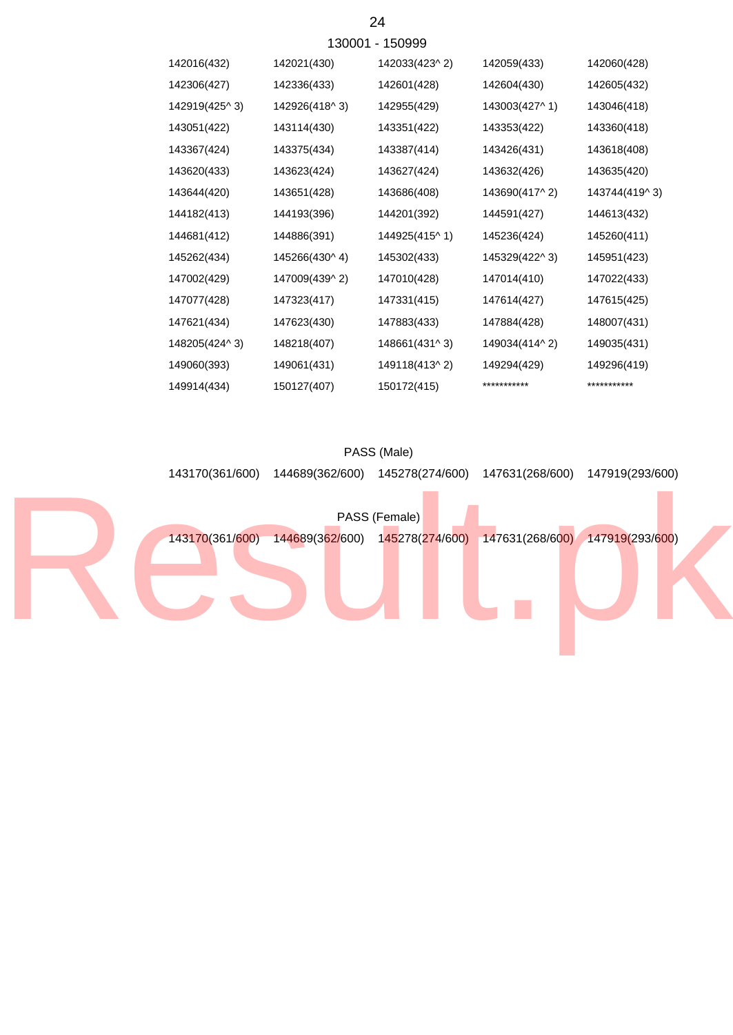130001 - 150999

| | | | | |
|---|---|---|---|---|
| 142016(432) | 142021(430) | 142033(423^ 2) | 142059(433) | 142060(428) |
| 142306(427) | 142336(433) | 142601(428) | 142604(430) | 142605(432) |
| 142919(425^ 3) | 142926(418^ 3) | 142955(429) | 143003(427^ 1) | 143046(418) |
| 143051(422) | 143114(430) | 143351(422) | 143353(422) | 143360(418) |
| 143367(424) | 143375(434) | 143387(414) | 143426(431) | 143618(408) |
| 143620(433) | 143623(424) | 143627(424) | 143632(426) | 143635(420) |
| 143644(420) | 143651(428) | 143686(408) | 143690(417^ 2) | 143744(419^ 3) |
| 144182(413) | 144193(396) | 144201(392) | 144591(427) | 144613(432) |
| 144681(412) | 144886(391) | 144925(415^ 1) | 145236(424) | 145260(411) |
| 145262(434) | 145266(430^ 4) | 145302(433) | 145329(422^ 3) | 145951(423) |
| 147002(429) | 147009(439^ 2) | 147010(428) | 147014(410) | 147022(433) |
| 147077(428) | 147323(417) | 147331(415) | 147614(427) | 147615(425) |
| 147621(434) | 147623(430) | 147883(433) | 147884(428) | 148007(431) |
| 148205(424^ 3) | 148218(407) | 148661(431^ 3) | 149034(414^ 2) | 149035(431) |
| 149060(393) | 149061(431) | 149118(413^ 2) | 149294(429) | 149296(419) |
| 149914(434) | 150127(407) | 150172(415) | *********** | *********** |

PASS (Male)

| | | | | |
|---|---|---|---|---|
| 143170(361/600) | 144689(362/600) | 145278(274/600) | 147631(268/600) | 147919(293/600) |

PASS (Female)

| | | | | |
|---|---|---|---|---|
| 143170(361/600) | 144689(362/600) | 145278(274/600) | 147631(268/600) | 147919(293/600) |